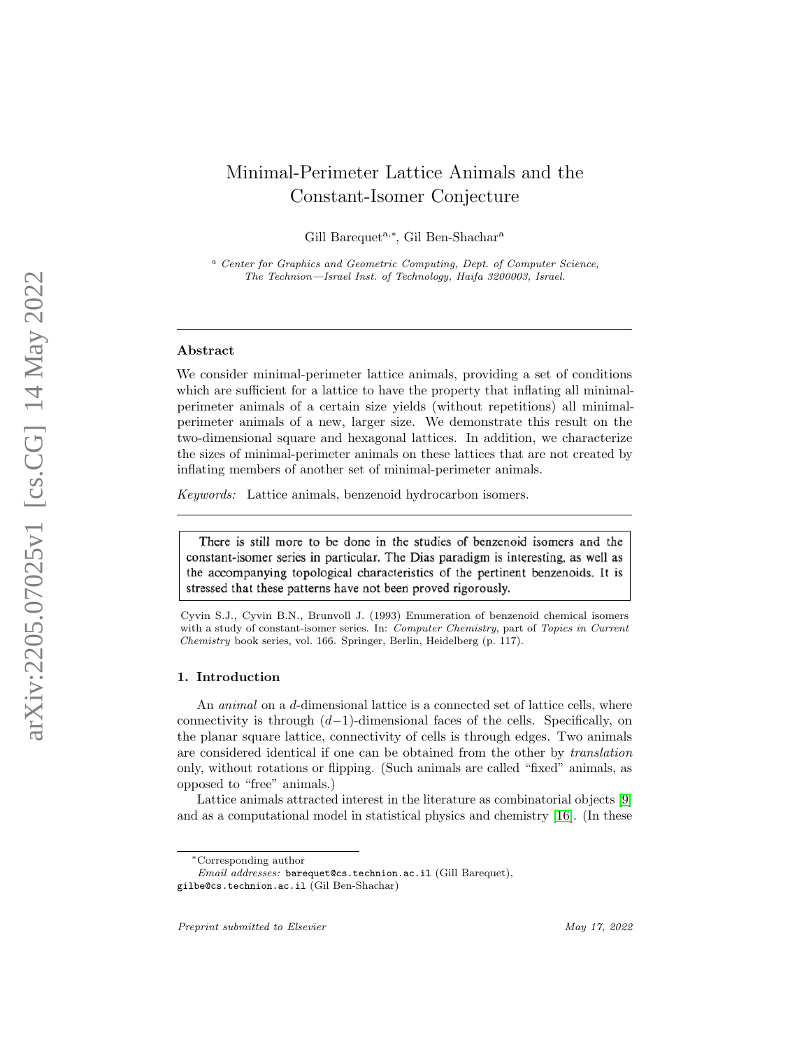# Minimal-Perimeter Lattice Animals and the Constant-Isomer Conjecture

Gill Barequet[a,*], Gil Ben-Shachar[a]

[a] *Center for Graphics and Geometric Computing, Dept. of Computer Science, The Technion—Israel Inst. of Technology, Haifa 3200003, Israel.*

---

## Abstract

We consider minimal-perimeter lattice animals, providing a set of conditions which are sufficient for a lattice to have the property that inflating all minimal-perimeter animals of a certain size yields (without repetitions) all minimal-perimeter animals of a new, larger size. We demonstrate this result on the two-dimensional square and hexagonal lattices. In addition, we characterize the sizes of minimal-perimeter animals on these lattices that are not created by inflating members of another set of minimal-perimeter animals.

*Keywords:* Lattice animals, benzenoid hydrocarbon isomers.

---

> There is still more to be done in the studies of benzenoid isomers and the constant-isomer series in particular. The Dias paradigm is interesting, as well as the accompanying topological characteristics of the pertinent benzenoids. It is stressed that these patterns have not been proved rigorously.

Cyvin S.J., Cyvin B.N., Brunvoll J. (1993) Enumeration of benzenoid chemical isomers with a study of constant-isomer series. In: *Computer Chemistry*, part of *Topics in Current Chemistry* book series, vol. 166. Springer, Berlin, Heidelberg (p. 117).

## 1. Introduction

An *animal* on a $d$-dimensional lattice is a connected set of lattice cells, where connectivity is through $(d-1)$-dimensional faces of the cells. Specifically, on the planar square lattice, connectivity of cells is through edges. Two animals are considered identical if one can be obtained from the other by *translation* only, without rotations or flipping. (Such animals are called "fixed" animals, as opposed to "free" animals.)

Lattice animals attracted interest in the literature as combinatorial objects [9] and as a computational model in statistical physics and chemistry [16]. (In these

---

*Corresponding author

*Email addresses:* barequet@cs.technion.ac.il (Gill Barequet), gilbe@cs.technion.ac.il (Gil Ben-Shachar)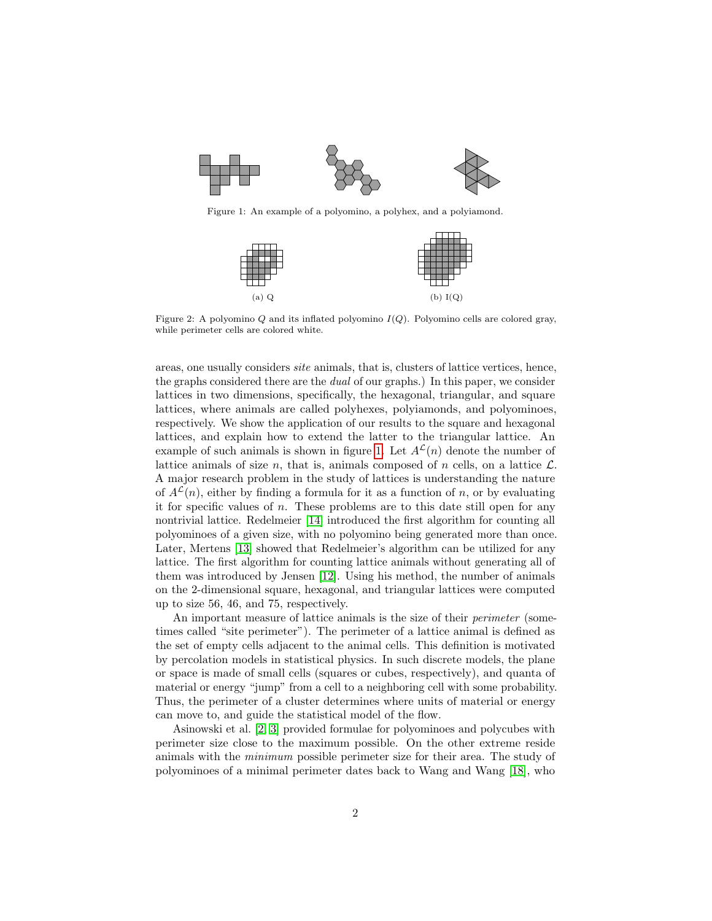Figure 1: An example of a polyomino, a polyhex, and a polyiamond.

(a) Q

(b) I(Q)

Figure 2: A polyomino $Q$ and its inflated polyomino $I(Q)$. Polyomino cells are colored gray, while perimeter cells are colored white.

areas, one usually considers *site* animals, that is, clusters of lattice vertices, hence, the graphs considered there are the *dual* of our graphs.) In this paper, we consider lattices in two dimensions, specifically, the hexagonal, triangular, and square lattices, where animals are called polyhexes, polyiamonds, and polyominoes, respectively. We show the application of our results to the square and hexagonal lattices, and explain how to extend the latter to the triangular lattice. An example of such animals is shown in figure 1. Let $A^{\mathcal{L}}(n)$ denote the number of lattice animals of size $n$, that is, animals composed of $n$ cells, on a lattice $\mathcal{L}$. A major research problem in the study of lattices is understanding the nature of $A^{\mathcal{L}}(n)$, either by finding a formula for it as a function of $n$, or by evaluating it for specific values of $n$. These problems are to this date still open for any nontrivial lattice. Redelmeier [14] introduced the first algorithm for counting all polyominoes of a given size, with no polyomino being generated more than once. Later, Mertens [13] showed that Redelmeier's algorithm can be utilized for any lattice. The first algorithm for counting lattice animals without generating all of them was introduced by Jensen [12]. Using his method, the number of animals on the 2-dimensional square, hexagonal, and triangular lattices were computed up to size 56, 46, and 75, respectively.

An important measure of lattice animals is the size of their *perimeter* (sometimes called "site perimeter"). The perimeter of a lattice animal is defined as the set of empty cells adjacent to the animal cells. This definition is motivated by percolation models in statistical physics. In such discrete models, the plane or space is made of small cells (squares or cubes, respectively), and quanta of material or energy "jump" from a cell to a neighboring cell with some probability. Thus, the perimeter of a cluster determines where units of material or energy can move to, and guide the statistical model of the flow.

Asinowski et al. [2, 3] provided formulae for polyominoes and polycubes with perimeter size close to the maximum possible. On the other extreme reside animals with the *minimum* possible perimeter size for their area. The study of polyominoes of a minimal perimeter dates back to Wang and Wang [18], who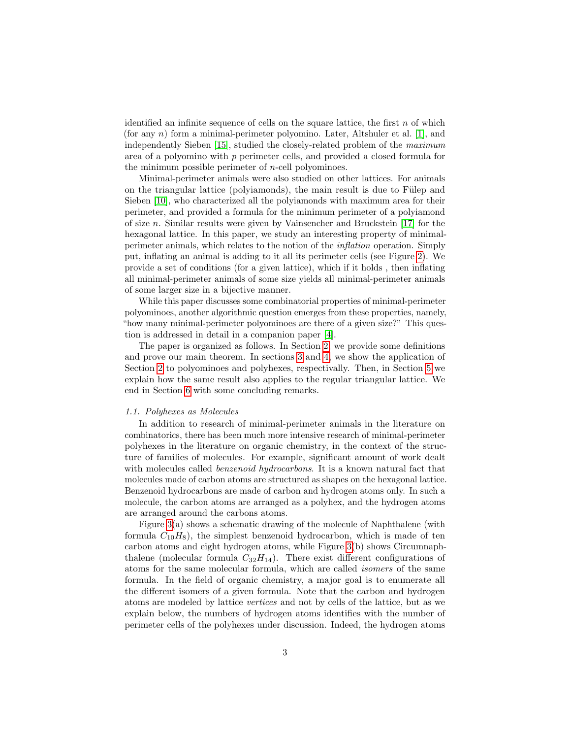identified an infinite sequence of cells on the square lattice, the first $n$ of which (for any $n$) form a minimal-perimeter polyomino. Later, Altshuler et al. [1], and independently Sieben [15], studied the closely-related problem of the *maximum* area of a polyomino with $p$ perimeter cells, and provided a closed formula for the minimum possible perimeter of $n$-cell polyominoes.

Minimal-perimeter animals were also studied on other lattices. For animals on the triangular lattice (polyiamonds), the main result is due to Fülep and Sieben [10], who characterized all the polyiamonds with maximum area for their perimeter, and provided a formula for the minimum perimeter of a polyiamond of size $n$. Similar results were given by Vainsencher and Bruckstein [17] for the hexagonal lattice. In this paper, we study an interesting property of minimal-perimeter animals, which relates to the notion of the *inflation* operation. Simply put, inflating an animal is adding to it all its perimeter cells (see Figure 2). We provide a set of conditions (for a given lattice), which if it holds , then inflating all minimal-perimeter animals of some size yields all minimal-perimeter animals of some larger size in a bijective manner.

While this paper discusses some combinatorial properties of minimal-perimeter polyominoes, another algorithmic question emerges from these properties, namely, "how many minimal-perimeter polyominoes are there of a given size?" This question is addressed in detail in a companion paper [4].

The paper is organized as follows. In Section 2, we provide some definitions and prove our main theorem. In sections 3 and 4, we show the application of Section 2 to polyominoes and polyhexes, respectively. Then, in Section 5 we explain how the same result also applies to the regular triangular lattice. We end in Section 6 with some concluding remarks.

### *1.1. Polyhexes as Molecules*

In addition to research of minimal-perimeter animals in the literature on combinatorics, there has been much more intensive research of minimal-perimeter polyhexes in the literature on organic chemistry, in the context of the structure of families of molecules. For example, significant amount of work dealt with molecules called *benzenoid hydrocarbons*. It is a known natural fact that molecules made of carbon atoms are structured as shapes on the hexagonal lattice. Benzenoid hydrocarbons are made of carbon and hydrogen atoms only. In such a molecule, the carbon atoms are arranged as a polyhex, and the hydrogen atoms are arranged around the carbons atoms.

Figure 3(a) shows a schematic drawing of the molecule of Naphthalene (with formula $C_{10}H_8$), the simplest benzenoid hydrocarbon, which is made of ten carbon atoms and eight hydrogen atoms, while Figure 3(b) shows Circumnaphthalene (molecular formula $C_{32}H_{14}$). There exist different configurations of atoms for the same molecular formula, which are called *isomers* of the same formula. In the field of organic chemistry, a major goal is to enumerate all the different isomers of a given formula. Note that the carbon and hydrogen atoms are modeled by lattice *vertices* and not by cells of the lattice, but as we explain below, the numbers of hydrogen atoms identifies with the number of perimeter cells of the polyhexes under discussion. Indeed, the hydrogen atoms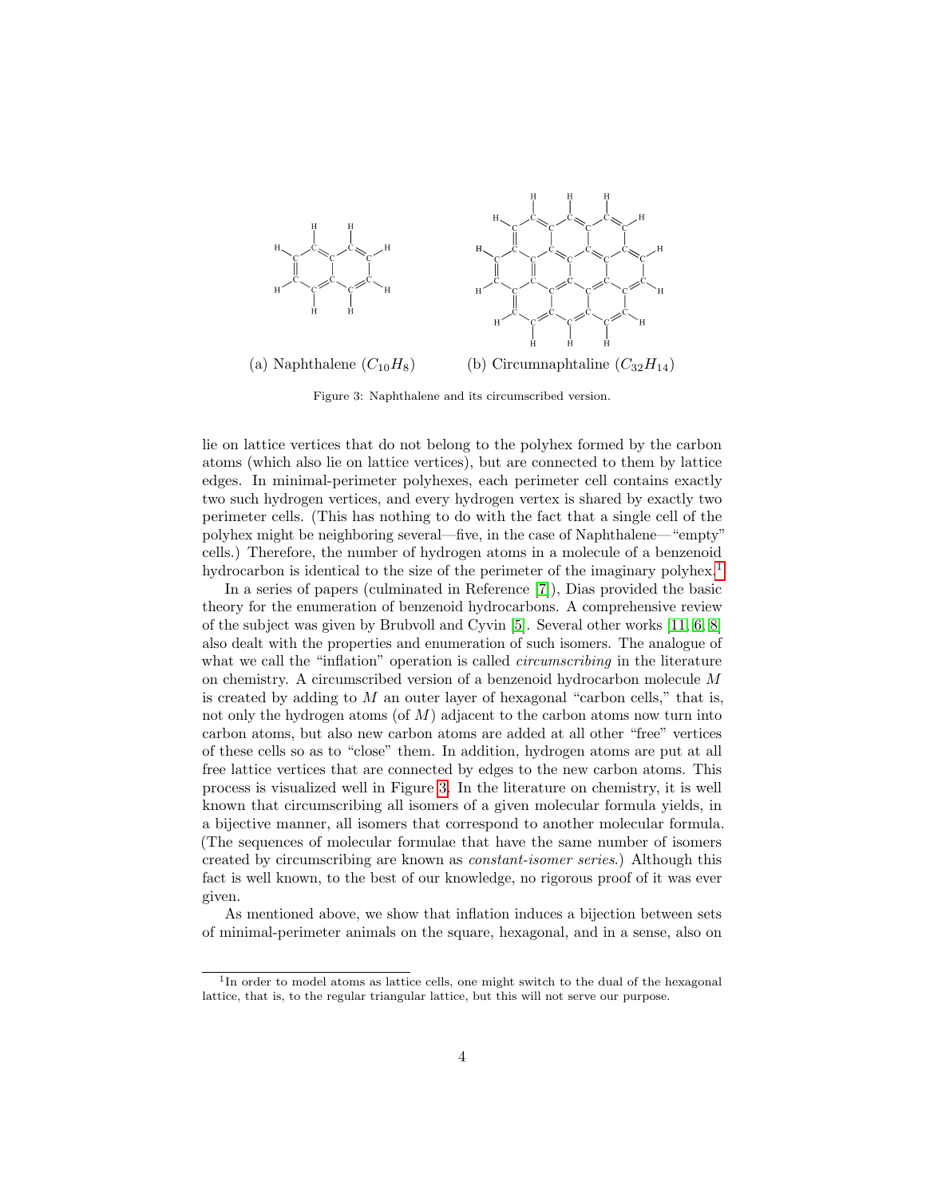(a) Naphthalene ($C_{10}H_8$)

(b) Circumnaphtaline ($C_{32}H_{14}$)

Figure 3: Naphthalene and its circumscribed version.

lie on lattice vertices that do not belong to the polyhex formed by the carbon atoms (which also lie on lattice vertices), but are connected to them by lattice edges. In minimal-perimeter polyhexes, each perimeter cell contains exactly two such hydrogen vertices, and every hydrogen vertex is shared by exactly two perimeter cells. (This has nothing to do with the fact that a single cell of the polyhex might be neighboring several—five, in the case of Naphthalene—"empty" cells.) Therefore, the number of hydrogen atoms in a molecule of a benzenoid hydrocarbon is identical to the size of the perimeter of the imaginary polyhex.[1]

In a series of papers (culminated in Reference [7]), Dias provided the basic theory for the enumeration of benzenoid hydrocarbons. A comprehensive review of the subject was given by Brubvoll and Cyvin [5]. Several other works [11, 6, 8] also dealt with the properties and enumeration of such isomers. The analogue of what we call the "inflation" operation is called *circumscribing* in the literature on chemistry. A circumscribed version of a benzenoid hydrocarbon molecule $M$ is created by adding to $M$ an outer layer of hexagonal "carbon cells," that is, not only the hydrogen atoms (of $M$) adjacent to the carbon atoms now turn into carbon atoms, but also new carbon atoms are added at all other "free" vertices of these cells so as to "close" them. In addition, hydrogen atoms are put at all free lattice vertices that are connected by edges to the new carbon atoms. This process is visualized well in Figure 3. In the literature on chemistry, it is well known that circumscribing all isomers of a given molecular formula yields, in a bijective manner, all isomers that correspond to another molecular formula. (The sequences of molecular formulae that have the same number of isomers created by circumscribing are known as *constant-isomer series*.) Although this fact is well known, to the best of our knowledge, no rigorous proof of it was ever given.

As mentioned above, we show that inflation induces a bijection between sets of minimal-perimeter animals on the square, hexagonal, and in a sense, also on

[1] In order to model atoms as lattice cells, one might switch to the dual of the hexagonal lattice, that is, to the regular triangular lattice, but this will not serve our purpose.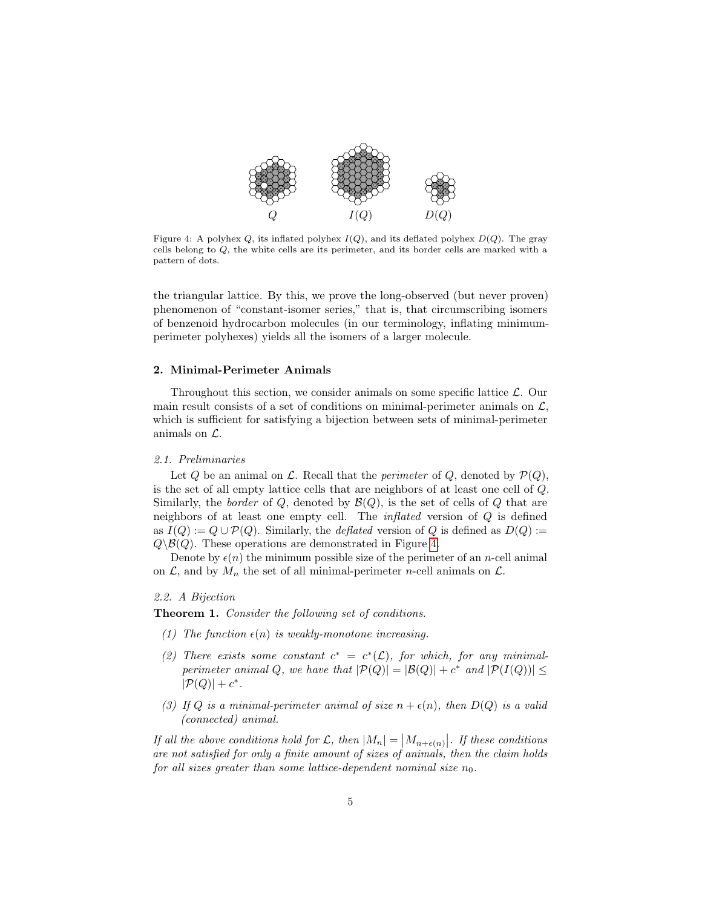Figure 4: A polyhex $Q$, its inflated polyhex $I(Q)$, and its deflated polyhex $D(Q)$. The gray cells belong to $Q$, the white cells are its perimeter, and its border cells are marked with a pattern of dots.

the triangular lattice. By this, we prove the long-observed (but never proven) phenomenon of "constant-isomer series," that is, that circumscribing isomers of benzenoid hydrocarbon molecules (in our terminology, inflating minimum-perimeter polyhexes) yields all the isomers of a larger molecule.

## 2. Minimal-Perimeter Animals

Throughout this section, we consider animals on some specific lattice $\mathcal{L}$. Our main result consists of a set of conditions on minimal-perimeter animals on $\mathcal{L}$, which is sufficient for satisfying a bijection between sets of minimal-perimeter animals on $\mathcal{L}$.

### 2.1. Preliminaries

Let $Q$ be an animal on $\mathcal{L}$. Recall that the *perimeter* of $Q$, denoted by $\mathcal{P}(Q)$, is the set of all empty lattice cells that are neighbors of at least one cell of $Q$. Similarly, the *border* of $Q$, denoted by $\mathcal{B}(Q)$, is the set of cells of $Q$ that are neighbors of at least one empty cell. The *inflated* version of $Q$ is defined as $I(Q) := Q \cup \mathcal{P}(Q)$. Similarly, the *deflated* version of $Q$ is defined as $D(Q) := Q \backslash \mathcal{B}(Q)$. These operations are demonstrated in Figure 4.

Denote by $\epsilon(n)$ the minimum possible size of the perimeter of an $n$-cell animal on $\mathcal{L}$, and by $M_n$ the set of all minimal-perimeter $n$-cell animals on $\mathcal{L}$.

### 2.2. A Bijection

**Theorem 1.** *Consider the following set of conditions.*

1. *The function $\epsilon(n)$ is weakly-monotone increasing.*
2. *There exists some constant $c^* = c^*(\mathcal{L})$, for which, for any minimal-perimeter animal $Q$, we have that $|\mathcal{P}(Q)| = |\mathcal{B}(Q)| + c^*$ and $|\mathcal{P}(I(Q))| \leq |\mathcal{P}(Q)| + c^*$.*
3. *If $Q$ is a minimal-perimeter animal of size $n + \epsilon(n)$, then $D(Q)$ is a valid (connected) animal.*

*If all the above conditions hold for $\mathcal{L}$, then $|M_n| = \left|M_{n+\epsilon(n)}\right|$. If these conditions are not satisfied for only a finite amount of sizes of animals, then the claim holds for all sizes greater than some lattice-dependent nominal size $n_0$.*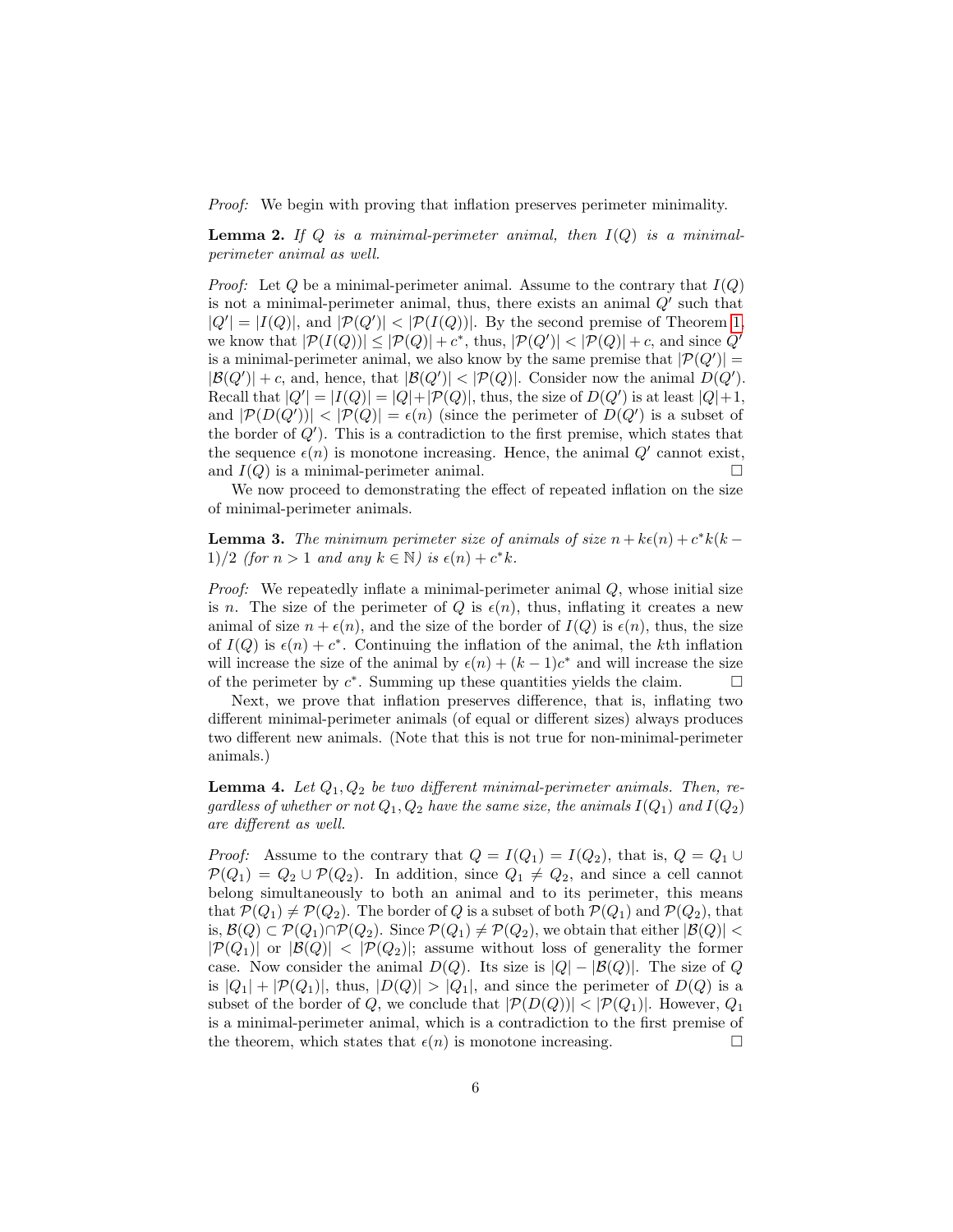*Proof:* We begin with proving that inflation preserves perimeter minimality.

**Lemma 2.** *If $Q$ is a minimal-perimeter animal, then $I(Q)$ is a minimal-perimeter animal as well.*

*Proof:* Let $Q$ be a minimal-perimeter animal. Assume to the contrary that $I(Q)$ is not a minimal-perimeter animal, thus, there exists an animal $Q'$ such that $|Q'| = |I(Q)|$, and $|\mathcal{P}(Q')| < |\mathcal{P}(I(Q))|$. By the second premise of Theorem 1, we know that $|\mathcal{P}(I(Q))| \leq |\mathcal{P}(Q)| + c^*$, thus, $|\mathcal{P}(Q')| < |\mathcal{P}(Q)| + c$, and since $Q'$ is a minimal-perimeter animal, we also know by the same premise that $|\mathcal{P}(Q')| = |\mathcal{B}(Q')| + c$, and, hence, that $|\mathcal{B}(Q')| < |\mathcal{P}(Q)|$. Consider now the animal $D(Q')$. Recall that $|Q'| = |I(Q)| = |Q| + |\mathcal{P}(Q)|$, thus, the size of $D(Q')$ is at least $|Q|+1$, and $|\mathcal{P}(D(Q'))| < |\mathcal{P}(Q)| = \epsilon(n)$ (since the perimeter of $D(Q')$ is a subset of the border of $Q'$). This is a contradiction to the first premise, which states that the sequence $\epsilon(n)$ is monotone increasing. Hence, the animal $Q'$ cannot exist, and $I(Q)$ is a minimal-perimeter animal. □

We now proceed to demonstrating the effect of repeated inflation on the size of minimal-perimeter animals.

**Lemma 3.** *The minimum perimeter size of animals of size $n + k\epsilon(n) + c^*k(k-1)/2$ (for $n > 1$ and any $k \in \mathbb{N}$) is $\epsilon(n) + c^*k$.*

*Proof:* We repeatedly inflate a minimal-perimeter animal $Q$, whose initial size is $n$. The size of the perimeter of $Q$ is $\epsilon(n)$, thus, inflating it creates a new animal of size $n + \epsilon(n)$, and the size of the border of $I(Q)$ is $\epsilon(n)$, thus, the size of $I(Q)$ is $\epsilon(n) + c^*$. Continuing the inflation of the animal, the $k$th inflation will increase the size of the animal by $\epsilon(n) + (k-1)c^*$ and will increase the size of the perimeter by $c^*$. Summing up these quantities yields the claim. □

Next, we prove that inflation preserves difference, that is, inflating two different minimal-perimeter animals (of equal or different sizes) always produces two different new animals. (Note that this is not true for non-minimal-perimeter animals.)

**Lemma 4.** *Let $Q_1, Q_2$ be two different minimal-perimeter animals. Then, regardless of whether or not $Q_1, Q_2$ have the same size, the animals $I(Q_1)$ and $I(Q_2)$ are different as well.*

*Proof:* Assume to the contrary that $Q = I(Q_1) = I(Q_2)$, that is, $Q = Q_1 \cup \mathcal{P}(Q_1) = Q_2 \cup \mathcal{P}(Q_2)$. In addition, since $Q_1 \neq Q_2$, and since a cell cannot belong simultaneously to both an animal and to its perimeter, this means that $\mathcal{P}(Q_1) \neq \mathcal{P}(Q_2)$. The border of $Q$ is a subset of both $\mathcal{P}(Q_1)$ and $\mathcal{P}(Q_2)$, that is, $\mathcal{B}(Q) \subset \mathcal{P}(Q_1) \cap \mathcal{P}(Q_2)$. Since $\mathcal{P}(Q_1) \neq \mathcal{P}(Q_2)$, we obtain that either $|\mathcal{B}(Q)| < |\mathcal{P}(Q_1)|$ or $|\mathcal{B}(Q)| < |\mathcal{P}(Q_2)|$; assume without loss of generality the former case. Now consider the animal $D(Q)$. Its size is $|Q| - |\mathcal{B}(Q)|$. The size of $Q$ is $|Q_1| + |\mathcal{P}(Q_1)|$, thus, $|D(Q)| > |Q_1|$, and since the perimeter of $D(Q)$ is a subset of the border of $Q$, we conclude that $|\mathcal{P}(D(Q))| < |\mathcal{P}(Q_1)|$. However, $Q_1$ is a minimal-perimeter animal, which is a contradiction to the first premise of the theorem, which states that $\epsilon(n)$ is monotone increasing. □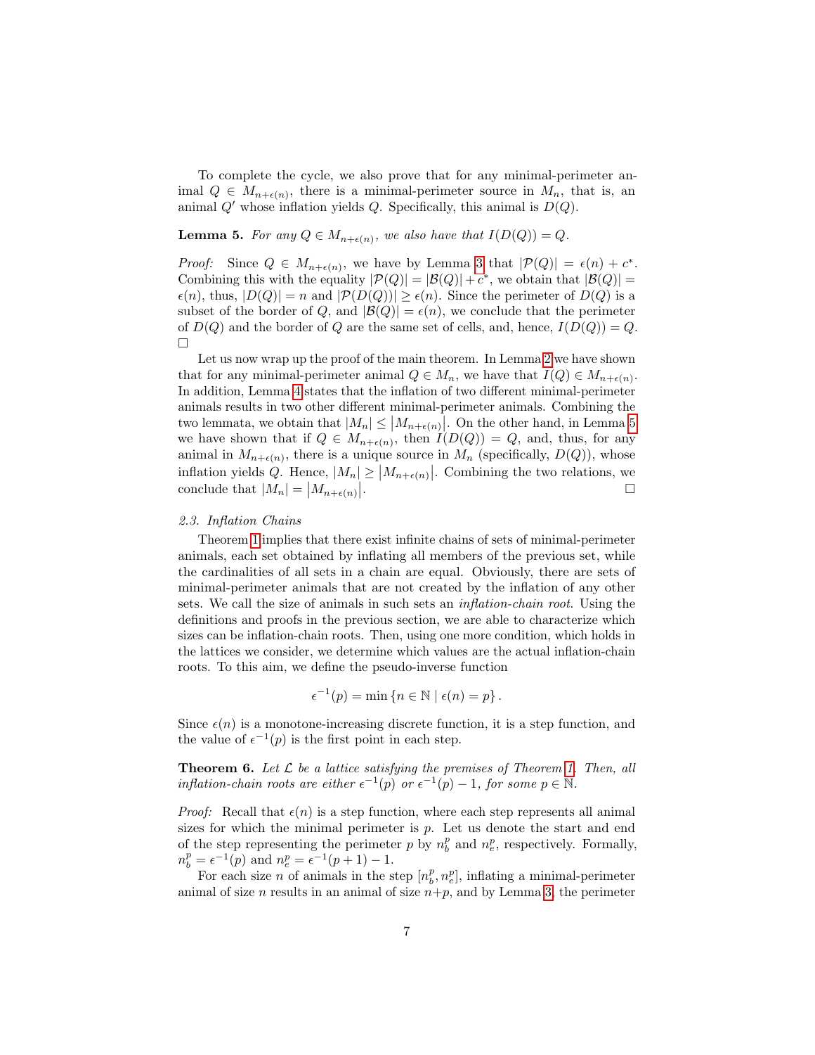To complete the cycle, we also prove that for any minimal-perimeter animal $Q \in M_{n+\epsilon(n)}$, there is a minimal-perimeter source in $M_n$, that is, an animal $Q'$ whose inflation yields $Q$. Specifically, this animal is $D(Q)$.

**Lemma 5.** *For any $Q \in M_{n+\epsilon(n)}$, we also have that $I(D(Q)) = Q$.*

*Proof:* Since $Q \in M_{n+\epsilon(n)}$, we have by Lemma 3 that $|\mathcal{P}(Q)| = \epsilon(n) + c^*$. Combining this with the equality $|\mathcal{P}(Q)| = |\mathcal{B}(Q)| + c^*$, we obtain that $|\mathcal{B}(Q)| = \epsilon(n)$, thus, $|D(Q)| = n$ and $|\mathcal{P}(D(Q))| \geq \epsilon(n)$. Since the perimeter of $D(Q)$ is a subset of the border of $Q$, and $|\mathcal{B}(Q)| = \epsilon(n)$, we conclude that the perimeter of $D(Q)$ and the border of $Q$ are the same set of cells, and, hence, $I(D(Q)) = Q$. □

Let us now wrap up the proof of the main theorem. In Lemma 2 we have shown that for any minimal-perimeter animal $Q \in M_n$, we have that $I(Q) \in M_{n+\epsilon(n)}$. In addition, Lemma 4 states that the inflation of two different minimal-perimeter animals results in two other different minimal-perimeter animals. Combining the two lemmata, we obtain that $|M_n| \leq |M_{n+\epsilon(n)}|$. On the other hand, in Lemma 5 we have shown that if $Q \in M_{n+\epsilon(n)}$, then $I(D(Q)) = Q$, and, thus, for any animal in $M_{n+\epsilon(n)}$, there is a unique source in $M_n$ (specifically, $D(Q)$), whose inflation yields $Q$. Hence, $|M_n| \geq |M_{n+\epsilon(n)}|$. Combining the two relations, we conclude that $|M_n| = |M_{n+\epsilon(n)}|$. □

### *2.3. Inflation Chains*

Theorem 1 implies that there exist infinite chains of sets of minimal-perimeter animals, each set obtained by inflating all members of the previous set, while the cardinalities of all sets in a chain are equal. Obviously, there are sets of minimal-perimeter animals that are not created by the inflation of any other sets. We call the size of animals in such sets an *inflation-chain root*. Using the definitions and proofs in the previous section, we are able to characterize which sizes can be inflation-chain roots. Then, using one more condition, which holds in the lattices we consider, we determine which values are the actual inflation-chain roots. To this aim, we define the pseudo-inverse function

$$\epsilon^{-1}(p) = \min \{n \in \mathbb{N} \mid \epsilon(n) = p\}.$$

Since $\epsilon(n)$ is a monotone-increasing discrete function, it is a step function, and the value of $\epsilon^{-1}(p)$ is the first point in each step.

**Theorem 6.** *Let $\mathcal{L}$ be a lattice satisfying the premises of Theorem 1. Then, all inflation-chain roots are either $\epsilon^{-1}(p)$ or $\epsilon^{-1}(p) - 1$, for some $p \in \mathbb{N}$.*

*Proof:* Recall that $\epsilon(n)$ is a step function, where each step represents all animal sizes for which the minimal perimeter is $p$. Let us denote the start and end of the step representing the perimeter $p$ by $n_b^p$ and $n_e^p$, respectively. Formally, $n_b^p = \epsilon^{-1}(p)$ and $n_e^p = \epsilon^{-1}(p+1) - 1$.

For each size $n$ of animals in the step $[n_b^p, n_e^p]$, inflating a minimal-perimeter animal of size $n$ results in an animal of size $n+p$, and by Lemma 3, the perimeter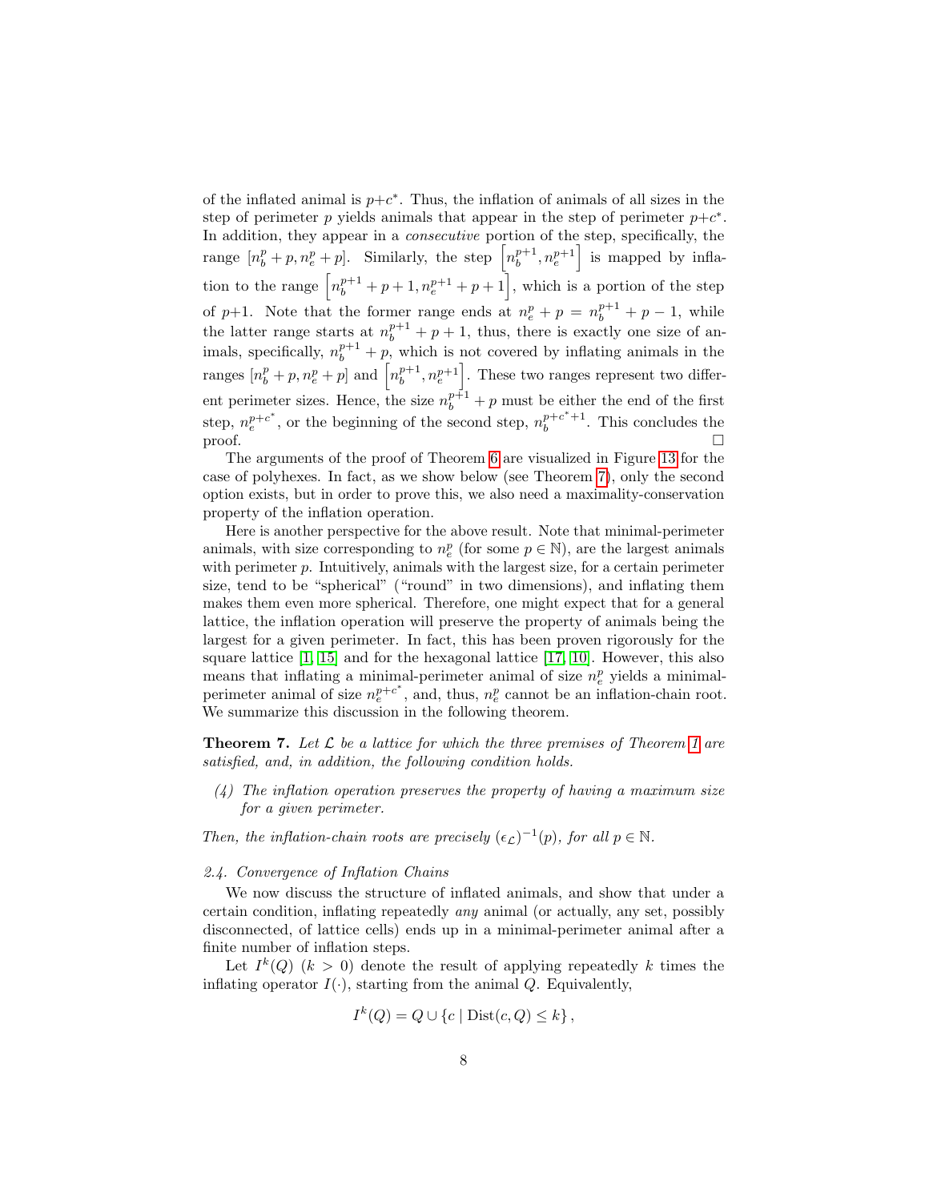of the inflated animal is $p{+}c^*$. Thus, the inflation of animals of all sizes in the step of perimeter $p$ yields animals that appear in the step of perimeter $p{+}c^*$. In addition, they appear in a *consecutive* portion of the step, specifically, the range $[n_b^p + p, n_e^p + p]$. Similarly, the step $\left[n_b^{p+1}, n_e^{p+1}\right]$ is mapped by inflation to the range $\left[n_b^{p+1} + p + 1, n_e^{p+1} + p + 1\right]$, which is a portion of the step of $p{+}1$. Note that the former range ends at $n_e^p + p = n_b^{p+1} + p - 1$, while the latter range starts at $n_b^{p+1} + p + 1$, thus, there is exactly one size of animals, specifically, $n_b^{p+1} + p$, which is not covered by inflating animals in the ranges $[n_b^p + p, n_e^p + p]$ and $\left[n_b^{p+1}, n_e^{p+1}\right]$. These two ranges represent two different perimeter sizes. Hence, the size $n_b^{p+1} + p$ must be either the end of the first step, $n_e^{p+c^*}$, or the beginning of the second step, $n_b^{p+c^*+1}$. This concludes the proof. □

The arguments of the proof of Theorem 6 are visualized in Figure 13 for the case of polyhexes. In fact, as we show below (see Theorem 7), only the second option exists, but in order to prove this, we also need a maximality-conservation property of the inflation operation.

Here is another perspective for the above result. Note that minimal-perimeter animals, with size corresponding to $n_e^p$ (for some $p \in \mathbb{N}$), are the largest animals with perimeter $p$. Intuitively, animals with the largest size, for a certain perimeter size, tend to be "spherical" ("round" in two dimensions), and inflating them makes them even more spherical. Therefore, one might expect that for a general lattice, the inflation operation will preserve the property of animals being the largest for a given perimeter. In fact, this has been proven rigorously for the square lattice [1, 15] and for the hexagonal lattice [17, 10]. However, this also means that inflating a minimal-perimeter animal of size $n_e^p$ yields a minimal-perimeter animal of size $n_e^{p+c^*}$, and, thus, $n_e^p$ cannot be an inflation-chain root. We summarize this discussion in the following theorem.

**Theorem 7.** *Let $\mathcal{L}$ be a lattice for which the three premises of Theorem 1 are satisfied, and, in addition, the following condition holds.*

*(4) The inflation operation preserves the property of having a maximum size for a given perimeter.*

*Then, the inflation-chain roots are precisely $(\epsilon_{\mathcal{L}})^{-1}(p)$, for all $p \in \mathbb{N}$.*

### *2.4. Convergence of Inflation Chains*

We now discuss the structure of inflated animals, and show that under a certain condition, inflating repeatedly *any* animal (or actually, any set, possibly disconnected, of lattice cells) ends up in a minimal-perimeter animal after a finite number of inflation steps.

Let $I^k(Q)$ ($k > 0$) denote the result of applying repeatedly $k$ times the inflating operator $I(\cdot)$, starting from the animal $Q$. Equivalently,

$$I^k(Q) = Q \cup \{c \mid \text{Dist}(c, Q) \le k\},$$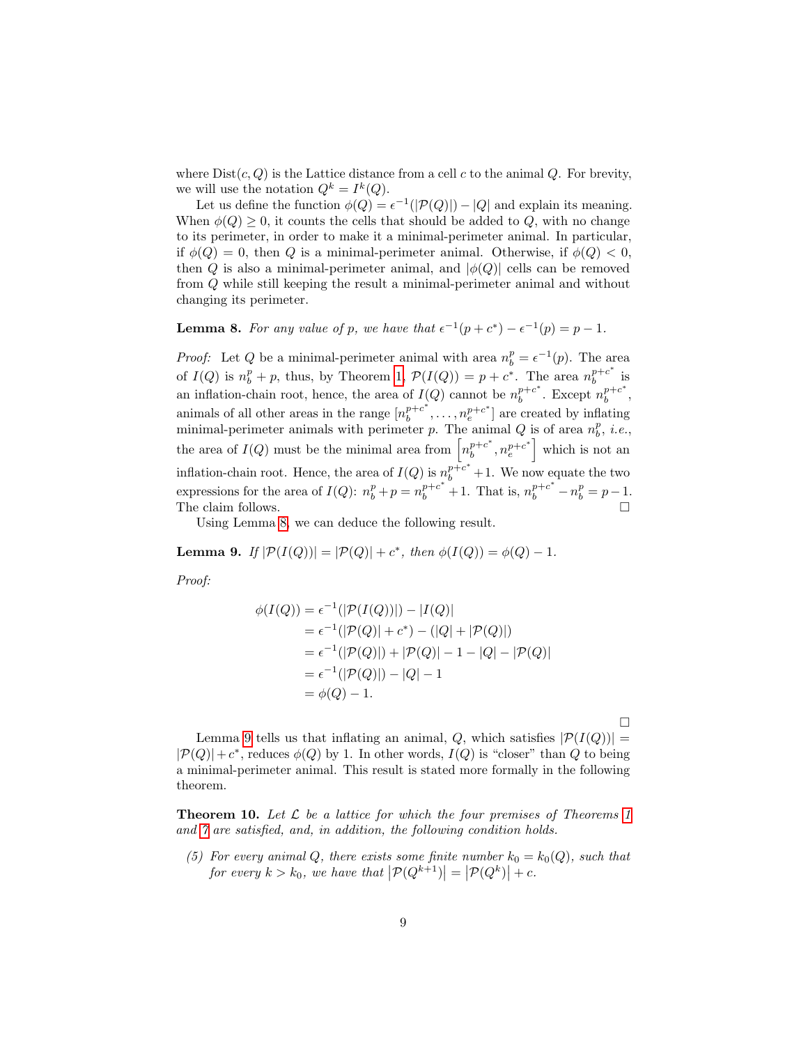where $\text{Dist}(c, Q)$ is the Lattice distance from a cell $c$ to the animal $Q$. For brevity, we will use the notation $Q^k = I^k(Q)$.

Let us define the function $\phi(Q) = \epsilon^{-1}(|\mathcal{P}(Q)|) - |Q|$ and explain its meaning. When $\phi(Q) \geq 0$, it counts the cells that should be added to $Q$, with no change to its perimeter, in order to make it a minimal-perimeter animal. In particular, if $\phi(Q) = 0$, then $Q$ is a minimal-perimeter animal. Otherwise, if $\phi(Q) < 0$, then $Q$ is also a minimal-perimeter animal, and $|\phi(Q)|$ cells can be removed from $Q$ while still keeping the result a minimal-perimeter animal and without changing its perimeter.

**Lemma 8.** *For any value of $p$, we have that $\epsilon^{-1}(p + c^*) - \epsilon^{-1}(p) = p - 1$.*

*Proof:* Let $Q$ be a minimal-perimeter animal with area $n_b^p = \epsilon^{-1}(p)$. The area of $I(Q)$ is $n_b^p + p$, thus, by Theorem 1, $\mathcal{P}(I(Q)) = p + c^*$. The area $n_b^{p+c^*}$ is an inflation-chain root, hence, the area of $I(Q)$ cannot be $n_b^{p+c^*}$. Except $n_b^{p+c^*}$, animals of all other areas in the range $[n_b^{p+c^*}, \ldots, n_e^{p+c^*}]$ are created by inflating minimal-perimeter animals with perimeter $p$. The animal $Q$ is of area $n_b^p$, *i.e.*, the area of $I(Q)$ must be the minimal area from $\left[n_b^{p+c^*}, n_e^{p+c^*}\right]$ which is not an inflation-chain root. Hence, the area of $I(Q)$ is $n_b^{p+c^*}+1$. We now equate the two expressions for the area of $I(Q)$: $n_b^p + p = n_b^{p+c^*} + 1$. That is, $n_b^{p+c^*} - n_b^p = p - 1$. The claim follows. □

Using Lemma 8, we can deduce the following result.

**Lemma 9.** *If $|\mathcal{P}(I(Q))| = |\mathcal{P}(Q)| + c^*$, then $\phi(I(Q)) = \phi(Q) - 1$.*

*Proof:*

$$
\begin{aligned}
\phi(I(Q)) &= \epsilon^{-1}(|\mathcal{P}(I(Q))|) - |I(Q)| \\
&= \epsilon^{-1}(|\mathcal{P}(Q)| + c^*) - (|Q| + |\mathcal{P}(Q)|) \\
&= \epsilon^{-1}(|\mathcal{P}(Q)|) + |\mathcal{P}(Q)| - 1 - |Q| - |\mathcal{P}(Q)| \\
&= \epsilon^{-1}(|\mathcal{P}(Q)|) - |Q| - 1 \\
&= \phi(Q) - 1.
\end{aligned}
$$

□

Lemma 9 tells us that inflating an animal, $Q$, which satisfies $|\mathcal{P}(I(Q))| = |\mathcal{P}(Q)| + c^*$, reduces $\phi(Q)$ by 1. In other words, $I(Q)$ is "closer" than $Q$ to being a minimal-perimeter animal. This result is stated more formally in the following theorem.

**Theorem 10.** *Let $\mathcal{L}$ be a lattice for which the four premises of Theorems 1 and 7 are satisfied, and, in addition, the following condition holds.*

*(5) For every animal $Q$, there exists some finite number $k_0 = k_0(Q)$, such that for every $k > k_0$, we have that $\left|\mathcal{P}(Q^{k+1})\right| = \left|\mathcal{P}(Q^k)\right| + c$.*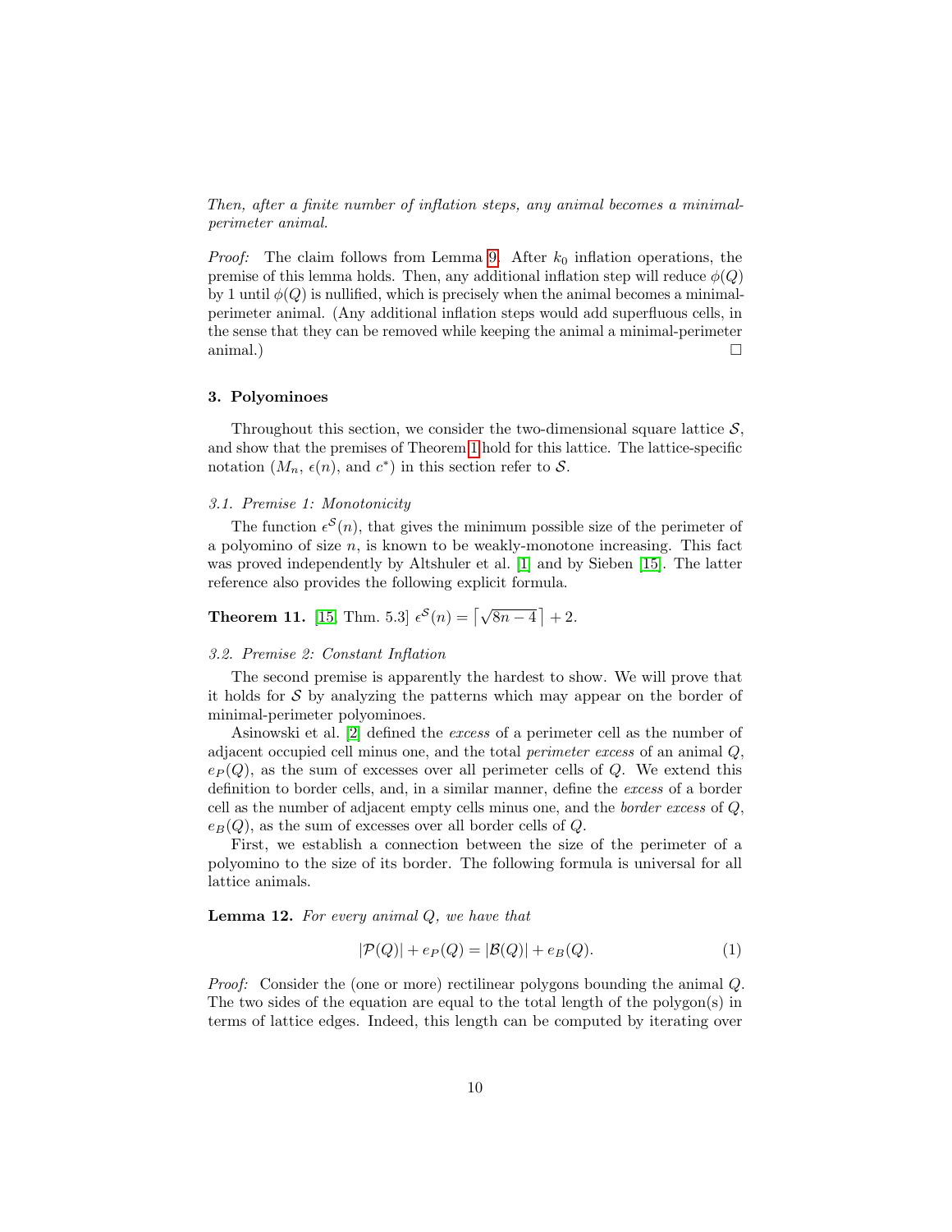*Then, after a finite number of inflation steps, any animal becomes a minimal-perimeter animal.*

*Proof:* The claim follows from Lemma 9. After $k_0$ inflation operations, the premise of this lemma holds. Then, any additional inflation step will reduce $\phi(Q)$ by 1 until $\phi(Q)$ is nullified, which is precisely when the animal becomes a minimal-perimeter animal. (Any additional inflation steps would add superfluous cells, in the sense that they can be removed while keeping the animal a minimal-perimeter animal.) □

## 3. Polyominoes

Throughout this section, we consider the two-dimensional square lattice $\mathcal{S}$, and show that the premises of Theorem 1 hold for this lattice. The lattice-specific notation ($M_n$, $\epsilon(n)$, and $c^*$) in this section refer to $\mathcal{S}$.

### *3.1. Premise 1: Monotonicity*

The function $\epsilon^{\mathcal{S}}(n)$, that gives the minimum possible size of the perimeter of a polyomino of size $n$, is known to be weakly-monotone increasing. This fact was proved independently by Altshuler et al. [1] and by Sieben [15]. The latter reference also provides the following explicit formula.

**Theorem 11.** [15, Thm. 5.3] $\epsilon^{\mathcal{S}}(n) = \lceil \sqrt{8n-4} \rceil + 2$.

### *3.2. Premise 2: Constant Inflation*

The second premise is apparently the hardest to show. We will prove that it holds for $\mathcal{S}$ by analyzing the patterns which may appear on the border of minimal-perimeter polyominoes.

Asinowski et al. [2] defined the *excess* of a perimeter cell as the number of adjacent occupied cell minus one, and the total *perimeter excess* of an animal $Q$, $e_P(Q)$, as the sum of excesses over all perimeter cells of $Q$. We extend this definition to border cells, and, in a similar manner, define the *excess* of a border cell as the number of adjacent empty cells minus one, and the *border excess* of $Q$, $e_B(Q)$, as the sum of excesses over all border cells of $Q$.

First, we establish a connection between the size of the perimeter of a polyomino to the size of its border. The following formula is universal for all lattice animals.

**Lemma 12.** *For every animal $Q$, we have that*

$$|\mathcal{P}(Q)| + e_P(Q) = |\mathcal{B}(Q)| + e_B(Q). \tag{1}$$

*Proof:* Consider the (one or more) rectilinear polygons bounding the animal $Q$. The two sides of the equation are equal to the total length of the polygon(s) in terms of lattice edges. Indeed, this length can be computed by iterating over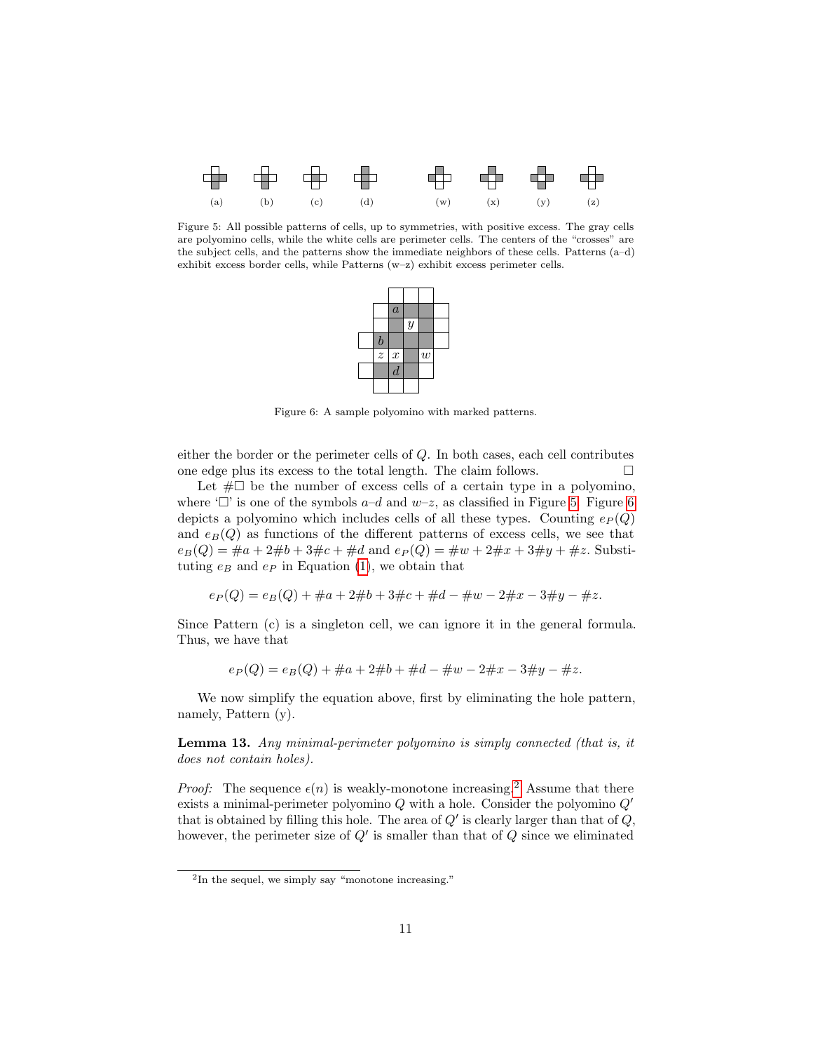(a) (b) (c) (d) (w) (x) (y) (z)

Figure 5: All possible patterns of cells, up to symmetries, with positive excess. The gray cells are polyomino cells, while the white cells are perimeter cells. The centers of the "crosses" are the subject cells, and the patterns show the immediate neighbors of these cells. Patterns (a–d) exhibit excess border cells, while Patterns (w–z) exhibit excess perimeter cells.

Figure 6: A sample polyomino with marked patterns.

either the border or the perimeter cells of $Q$. In both cases, each cell contributes one edge plus its excess to the total length. The claim follows. □

Let $\#\square$ be the number of excess cells of a certain type in a polyomino, where '$\square$' is one of the symbols $a$–$d$ and $w$–$z$, as classified in Figure 5. Figure 6 depicts a polyomino which includes cells of all these types. Counting $e_P(Q)$ and $e_B(Q)$ as functions of the different patterns of excess cells, we see that $e_B(Q) = \#a + 2\#b + 3\#c + \#d$ and $e_P(Q) = \#w + 2\#x + 3\#y + \#z$. Substituting $e_B$ and $e_P$ in Equation (1), we obtain that

$$e_P(Q) = e_B(Q) + \#a + 2\#b + 3\#c + \#d - \#w - 2\#x - 3\#y - \#z.$$

Since Pattern (c) is a singleton cell, we can ignore it in the general formula. Thus, we have that

$$e_P(Q) = e_B(Q) + \#a + 2\#b + \#d - \#w - 2\#x - 3\#y - \#z.$$

We now simplify the equation above, first by eliminating the hole pattern, namely, Pattern (y).

**Lemma 13.** *Any minimal-perimeter polyomino is simply connected (that is, it does not contain holes).*

*Proof:* The sequence $\epsilon(n)$ is weakly-monotone increasing.[2] Assume that there exists a minimal-perimeter polyomino $Q$ with a hole. Consider the polyomino $Q'$ that is obtained by filling this hole. The area of $Q'$ is clearly larger than that of $Q$, however, the perimeter size of $Q'$ is smaller than that of $Q$ since we eliminated

[2] In the sequel, we simply say "monotone increasing."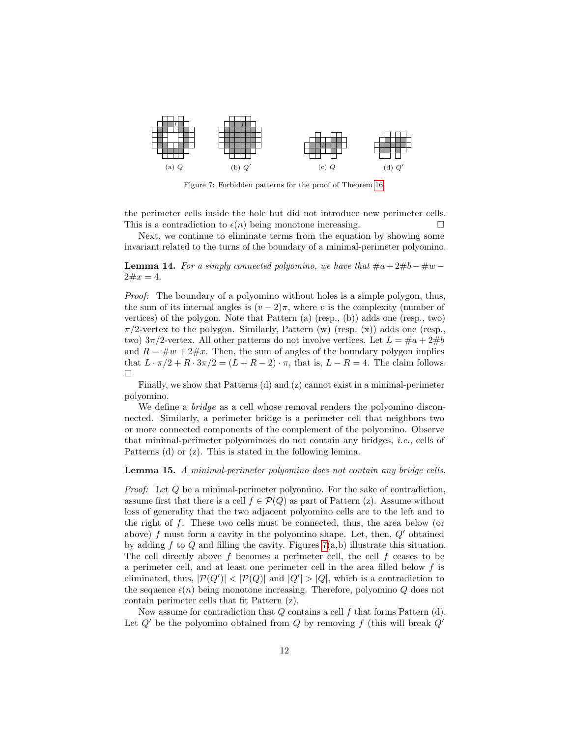(a) $Q$ (b) $Q'$ (c) $Q$ (d) $Q'$

Figure 7: Forbidden patterns for the proof of Theorem 16.

the perimeter cells inside the hole but did not introduce new perimeter cells. This is a contradiction to $\epsilon(n)$ being monotone increasing. □

Next, we continue to eliminate terms from the equation by showing some invariant related to the turns of the boundary of a minimal-perimeter polyomino.

**Lemma 14.** *For a simply connected polyomino, we have that $\#a + 2\#b - \#w - 2\#x = 4$.*

*Proof:* The boundary of a polyomino without holes is a simple polygon, thus, the sum of its internal angles is $(v-2)\pi$, where $v$ is the complexity (number of vertices) of the polygon. Note that Pattern (a) (resp., (b)) adds one (resp., two) $\pi/2$-vertex to the polygon. Similarly, Pattern (w) (resp. (x)) adds one (resp., two) $3\pi/2$-vertex. All other patterns do not involve vertices. Let $L = \#a + 2\#b$ and $R = \#w + 2\#x$. Then, the sum of angles of the boundary polygon implies that $L \cdot \pi/2 + R \cdot 3\pi/2 = (L + R - 2) \cdot \pi$, that is, $L - R = 4$. The claim follows. □

Finally, we show that Patterns (d) and (z) cannot exist in a minimal-perimeter polyomino.

We define a *bridge* as a cell whose removal renders the polyomino disconnected. Similarly, a perimeter bridge is a perimeter cell that neighbors two or more connected components of the complement of the polyomino. Observe that minimal-perimeter polyominoes do not contain any bridges, *i.e.*, cells of Patterns (d) or (z). This is stated in the following lemma.

**Lemma 15.** *A minimal-perimeter polyomino does not contain any bridge cells.*

*Proof:* Let $Q$ be a minimal-perimeter polyomino. For the sake of contradiction, assume first that there is a cell $f \in \mathcal{P}(Q)$ as part of Pattern (z). Assume without loss of generality that the two adjacent polyomino cells are to the left and to the right of $f$. These two cells must be connected, thus, the area below (or above) $f$ must form a cavity in the polyomino shape. Let, then, $Q'$ obtained by adding $f$ to $Q$ and filling the cavity. Figures 7(a,b) illustrate this situation. The cell directly above $f$ becomes a perimeter cell, the cell $f$ ceases to be a perimeter cell, and at least one perimeter cell in the area filled below $f$ is eliminated, thus, $|\mathcal{P}(Q')| < |\mathcal{P}(Q)|$ and $|Q'| > |Q|$, which is a contradiction to the sequence $\epsilon(n)$ being monotone increasing. Therefore, polyomino $Q$ does not contain perimeter cells that fit Pattern (z).

Now assume for contradiction that $Q$ contains a cell $f$ that forms Pattern (d). Let $Q'$ be the polyomino obtained from $Q$ by removing $f$ (this will break $Q'$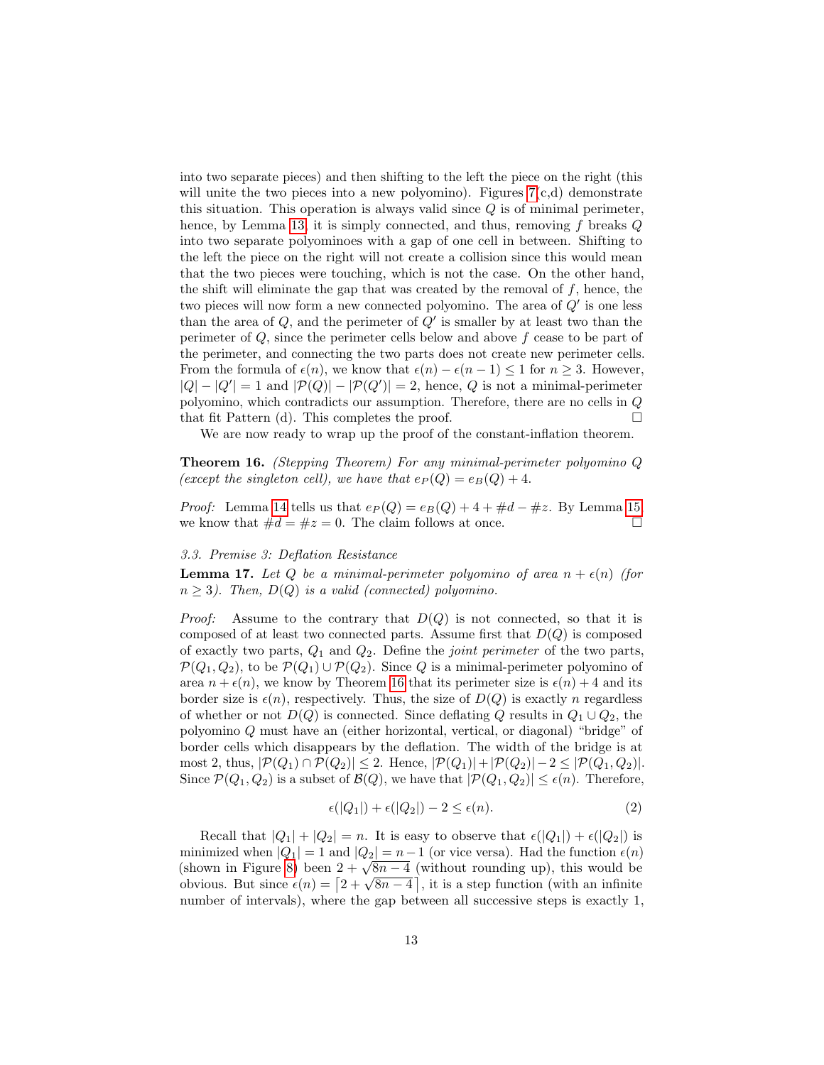into two separate pieces) and then shifting to the left the piece on the right (this will unite the two pieces into a new polyomino). Figures 7(c,d) demonstrate this situation. This operation is always valid since $Q$ is of minimal perimeter, hence, by Lemma 13, it is simply connected, and thus, removing $f$ breaks $Q$ into two separate polyominoes with a gap of one cell in between. Shifting to the left the piece on the right will not create a collision since this would mean that the two pieces were touching, which is not the case. On the other hand, the shift will eliminate the gap that was created by the removal of $f$, hence, the two pieces will now form a new connected polyomino. The area of $Q'$ is one less than the area of $Q$, and the perimeter of $Q'$ is smaller by at least two than the perimeter of $Q$, since the perimeter cells below and above $f$ cease to be part of the perimeter, and connecting the two parts does not create new perimeter cells. From the formula of $\epsilon(n)$, we know that $\epsilon(n) - \epsilon(n-1) \leq 1$ for $n \geq 3$. However, $|Q| - |Q'| = 1$ and $|\mathcal{P}(Q)| - |\mathcal{P}(Q')| = 2$, hence, $Q$ is not a minimal-perimeter polyomino, which contradicts our assumption. Therefore, there are no cells in $Q$ that fit Pattern (d). This completes the proof. □

We are now ready to wrap up the proof of the constant-inflation theorem.

**Theorem 16.** *(Stepping Theorem) For any minimal-perimeter polyomino $Q$ (except the singleton cell), we have that $e_P(Q) = e_B(Q) + 4$.*

*Proof:* Lemma 14 tells us that $e_P(Q) = e_B(Q) + 4 + \#d - \#z$. By Lemma 15 we know that $\#d = \#z = 0$. The claim follows at once. □

### 3.3. Premise 3: Deflation Resistance

**Lemma 17.** *Let $Q$ be a minimal-perimeter polyomino of area $n + \epsilon(n)$ (for $n \geq 3$). Then, $D(Q)$ is a valid (connected) polyomino.*

*Proof:* Assume to the contrary that $D(Q)$ is not connected, so that it is composed of at least two connected parts. Assume first that $D(Q)$ is composed of exactly two parts, $Q_1$ and $Q_2$. Define the *joint perimeter* of the two parts, $\mathcal{P}(Q_1, Q_2)$, to be $\mathcal{P}(Q_1) \cup \mathcal{P}(Q_2)$. Since $Q$ is a minimal-perimeter polyomino of area $n + \epsilon(n)$, we know by Theorem 16 that its perimeter size is $\epsilon(n) + 4$ and its border size is $\epsilon(n)$, respectively. Thus, the size of $D(Q)$ is exactly $n$ regardless of whether or not $D(Q)$ is connected. Since deflating $Q$ results in $Q_1 \cup Q_2$, the polyomino $Q$ must have an (either horizontal, vertical, or diagonal) "bridge" of border cells which disappears by the deflation. The width of the bridge is at most 2, thus, $|\mathcal{P}(Q_1) \cap \mathcal{P}(Q_2)| \leq 2$. Hence, $|\mathcal{P}(Q_1)| + |\mathcal{P}(Q_2)| - 2 \leq |\mathcal{P}(Q_1, Q_2)|$. Since $\mathcal{P}(Q_1, Q_2)$ is a subset of $\mathcal{B}(Q)$, we have that $|\mathcal{P}(Q_1, Q_2)| \leq \epsilon(n)$. Therefore,

$$\epsilon(|Q_1|) + \epsilon(|Q_2|) - 2 \leq \epsilon(n). \tag{2}$$

Recall that $|Q_1| + |Q_2| = n$. It is easy to observe that $\epsilon(|Q_1|) + \epsilon(|Q_2|)$ is minimized when $|Q_1| = 1$ and $|Q_2| = n - 1$ (or vice versa). Had the function $\epsilon(n)$ (shown in Figure 8) been $2 + \sqrt{8n - 4}$ (without rounding up), this would be obvious. But since $\epsilon(n) = \left\lceil 2 + \sqrt{8n - 4} \right\rceil$, it is a step function (with an infinite number of intervals), where the gap between all successive steps is exactly 1,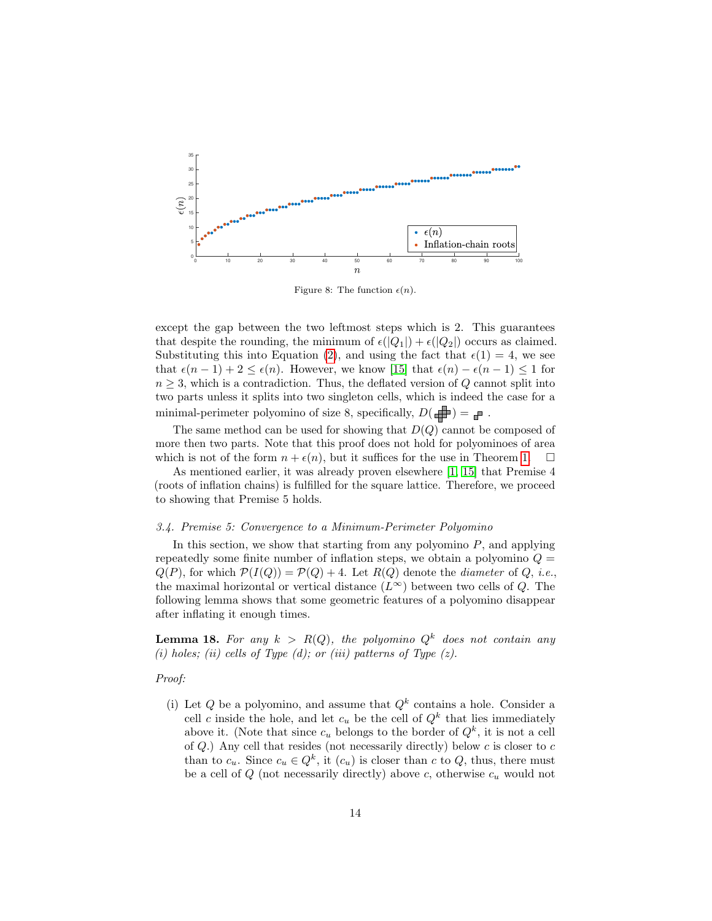Figure 8: The function $\epsilon(n)$.

except the gap between the two leftmost steps which is 2. This guarantees that despite the rounding, the minimum of $\epsilon(|Q_1|) + \epsilon(|Q_2|)$ occurs as claimed. Substituting this into Equation (2), and using the fact that $\epsilon(1) = 4$, we see that $\epsilon(n-1) + 2 \leq \epsilon(n)$. However, we know [15] that $\epsilon(n) - \epsilon(n-1) \leq 1$ for $n \geq 3$, which is a contradiction. Thus, the deflated version of $Q$ cannot split into two parts unless it splits into two singleton cells, which is indeed the case for a minimal-perimeter polyomino of size 8, specifically, $D(\text{⊞}) = \text{⊡}$.

The same method can be used for showing that $D(Q)$ cannot be composed of more then two parts. Note that this proof does not hold for polyominoes of area which is not of the form $n + \epsilon(n)$, but it suffices for the use in Theorem 1. □

As mentioned earlier, it was already proven elsewhere [1, 15] that Premise 4 (roots of inflation chains) is fulfilled for the square lattice. Therefore, we proceed to showing that Premise 5 holds.

### 3.4. Premise 5: Convergence to a Minimum-Perimeter Polyomino

In this section, we show that starting from any polyomino $P$, and applying repeatedly some finite number of inflation steps, we obtain a polyomino $Q = Q(P)$, for which $\mathcal{P}(I(Q)) = \mathcal{P}(Q) + 4$. Let $R(Q)$ denote the *diameter* of $Q$, *i.e.*, the maximal horizontal or vertical distance ($L^\infty$) between two cells of $Q$. The following lemma shows that some geometric features of a polyomino disappear after inflating it enough times.

**Lemma 18.** *For any $k > R(Q)$, the polyomino $Q^k$ does not contain any (i) holes; (ii) cells of Type (d); or (iii) patterns of Type (z).*

*Proof:*

(i) Let $Q$ be a polyomino, and assume that $Q^k$ contains a hole. Consider a cell $c$ inside the hole, and let $c_u$ be the cell of $Q^k$ that lies immediately above it. (Note that since $c_u$ belongs to the border of $Q^k$, it is not a cell of $Q$.) Any cell that resides (not necessarily directly) below $c$ is closer to $c$ than to $c_u$. Since $c_u \in Q^k$, it ($c_u$) is closer than $c$ to $Q$, thus, there must be a cell of $Q$ (not necessarily directly) above $c$, otherwise $c_u$ would not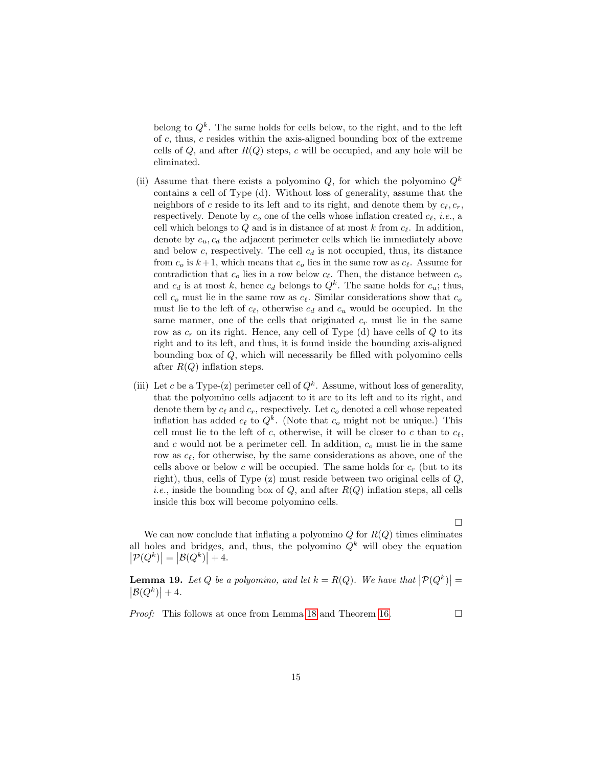belong to $Q^k$. The same holds for cells below, to the right, and to the left of $c$, thus, $c$ resides within the axis-aligned bounding box of the extreme cells of $Q$, and after $R(Q)$ steps, $c$ will be occupied, and any hole will be eliminated.

(ii) Assume that there exists a polyomino $Q$, for which the polyomino $Q^k$ contains a cell of Type (d). Without loss of generality, assume that the neighbors of $c$ reside to its left and to its right, and denote them by $c_\ell, c_r$, respectively. Denote by $c_o$ one of the cells whose inflation created $c_\ell$, *i.e.*, a cell which belongs to $Q$ and is in distance of at most $k$ from $c_\ell$. In addition, denote by $c_u, c_d$ the adjacent perimeter cells which lie immediately above and below $c$, respectively. The cell $c_d$ is not occupied, thus, its distance from $c_o$ is $k+1$, which means that $c_o$ lies in the same row as $c_\ell$. Assume for contradiction that $c_o$ lies in a row below $c_\ell$. Then, the distance between $c_o$ and $c_d$ is at most $k$, hence $c_d$ belongs to $Q^k$. The same holds for $c_u$; thus, cell $c_o$ must lie in the same row as $c_\ell$. Similar considerations show that $c_o$ must lie to the left of $c_\ell$, otherwise $c_d$ and $c_u$ would be occupied. In the same manner, one of the cells that originated $c_r$ must lie in the same row as $c_r$ on its right. Hence, any cell of Type (d) have cells of $Q$ to its right and to its left, and thus, it is found inside the bounding axis-aligned bounding box of $Q$, which will necessarily be filled with polyomino cells after $R(Q)$ inflation steps.

(iii) Let $c$ be a Type-(z) perimeter cell of $Q^k$. Assume, without loss of generality, that the polyomino cells adjacent to it are to its left and to its right, and denote them by $c_\ell$ and $c_r$, respectively. Let $c_o$ denoted a cell whose repeated inflation has added $c_\ell$ to $Q^k$. (Note that $c_o$ might not be unique.) This cell must lie to the left of $c$, otherwise, it will be closer to $c$ than to $c_\ell$, and $c$ would not be a perimeter cell. In addition, $c_o$ must lie in the same row as $c_\ell$, for otherwise, by the same considerations as above, one of the cells above or below $c$ will be occupied. The same holds for $c_r$ (but to its right), thus, cells of Type (z) must reside between two original cells of $Q$, *i.e.*, inside the bounding box of $Q$, and after $R(Q)$ inflation steps, all cells inside this box will become polyomino cells.

□

We can now conclude that inflating a polyomino $Q$ for $R(Q)$ times eliminates all holes and bridges, and, thus, the polyomino $Q^k$ will obey the equation $|\mathcal{P}(Q^k)| = |\mathcal{B}(Q^k)| + 4$.

**Lemma 19.** *Let $Q$ be a polyomino, and let $k = R(Q)$. We have that $|\mathcal{P}(Q^k)| = |\mathcal{B}(Q^k)| + 4$.*

*Proof:* This follows at once from Lemma 18 and Theorem 16. □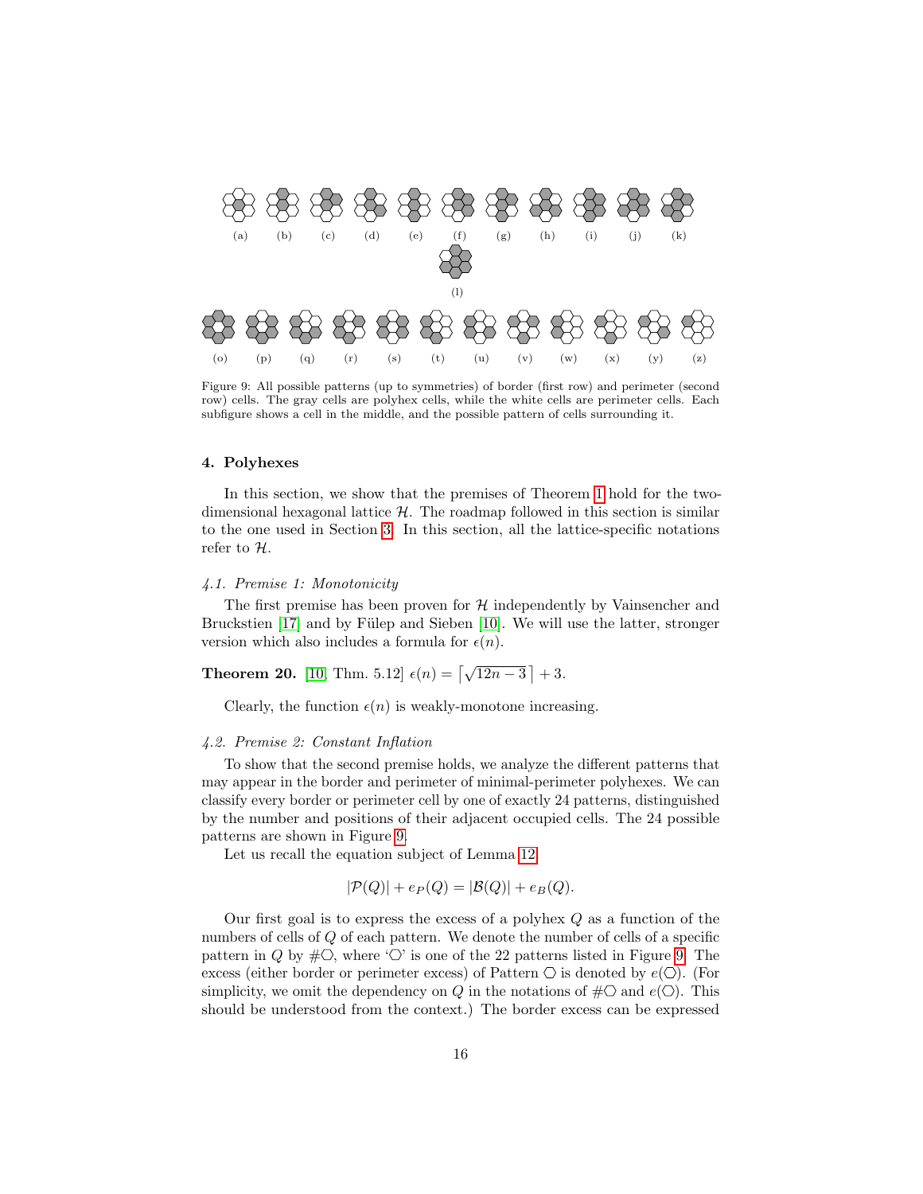(a) (b) (c) (d) (e) (f) (g) (h) (i) (j) (k)

(l)

(o) (p) (q) (r) (s) (t) (u) (v) (w) (x) (y) (z)

Figure 9: All possible patterns (up to symmetries) of border (first row) and perimeter (second row) cells. The gray cells are polyhex cells, while the white cells are perimeter cells. Each subfigure shows a cell in the middle, and the possible pattern of cells surrounding it.

## 4. Polyhexes

In this section, we show that the premises of Theorem 1 hold for the two-dimensional hexagonal lattice $\mathcal{H}$. The roadmap followed in this section is similar to the one used in Section 3. In this section, all the lattice-specific notations refer to $\mathcal{H}$.

### *4.1. Premise 1: Monotonicity*

The first premise has been proven for $\mathcal{H}$ independently by Vainsencher and Bruckstien [17] and by Fülep and Sieben [10]. We will use the latter, stronger version which also includes a formula for $\epsilon(n)$.

**Theorem 20.** [10, Thm. 5.12] $\epsilon(n) = \left\lceil \sqrt{12n-3} \right\rceil + 3$.

Clearly, the function $\epsilon(n)$ is weakly-monotone increasing.

### *4.2. Premise 2: Constant Inflation*

To show that the second premise holds, we analyze the different patterns that may appear in the border and perimeter of minimal-perimeter polyhexes. We can classify every border or perimeter cell by one of exactly 24 patterns, distinguished by the number and positions of their adjacent occupied cells. The 24 possible patterns are shown in Figure 9.

Let us recall the equation subject of Lemma 12:

$$|\mathcal{P}(Q)| + e_P(Q) = |\mathcal{B}(Q)| + e_B(Q).$$

Our first goal is to express the excess of a polyhex $Q$ as a function of the numbers of cells of $Q$ of each pattern. We denote the number of cells of a specific pattern in $Q$ by $\#⬡$, where '⬡' is one of the 22 patterns listed in Figure 9. The excess (either border or perimeter excess) of Pattern ⬡ is denoted by $e(⬡)$. (For simplicity, we omit the dependency on $Q$ in the notations of $\#⬡$ and $e(⬡)$. This should be understood from the context.) The border excess can be expressed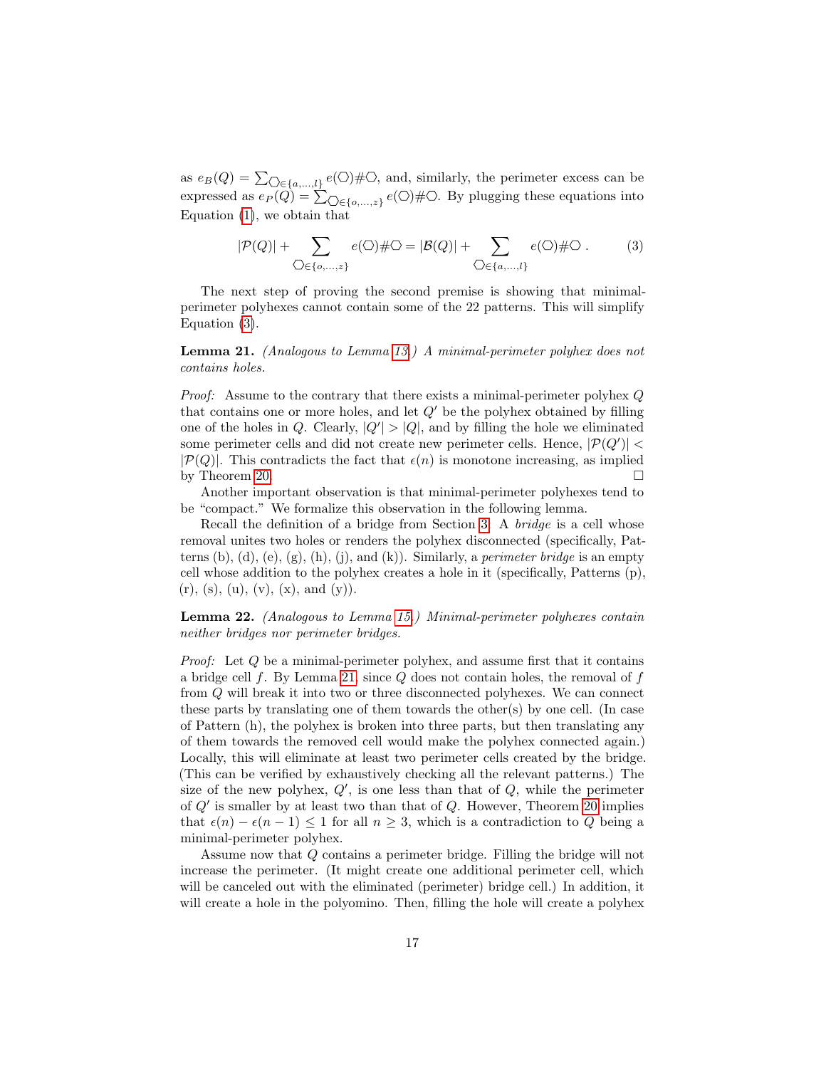as $e_B(Q) = \sum_{\hexagon \in \{a,\ldots,l\}} e(\hexagon)\#\hexagon$, and, similarly, the perimeter excess can be expressed as $e_P(Q) = \sum_{\hexagon \in \{o,\ldots,z\}} e(\hexagon)\#\hexagon$. By plugging these equations into Equation (1), we obtain that

$$|\mathcal{P}(Q)| + \sum_{\hexagon \in \{o,\ldots,z\}} e(\hexagon)\#\hexagon = |\mathcal{B}(Q)| + \sum_{\hexagon \in \{a,\ldots,l\}} e(\hexagon)\#\hexagon \,. \tag{3}$$

The next step of proving the second premise is showing that minimal-perimeter polyhexes cannot contain some of the 22 patterns. This will simplify Equation (3).

**Lemma 21.** *(Analogous to Lemma 13.) A minimal-perimeter polyhex does not contains holes.*

*Proof:* Assume to the contrary that there exists a minimal-perimeter polyhex $Q$ that contains one or more holes, and let $Q'$ be the polyhex obtained by filling one of the holes in $Q$. Clearly, $|Q'| > |Q|$, and by filling the hole we eliminated some perimeter cells and did not create new perimeter cells. Hence, $|\mathcal{P}(Q')| < |\mathcal{P}(Q)|$. This contradicts the fact that $\epsilon(n)$ is monotone increasing, as implied by Theorem 20. □

Another important observation is that minimal-perimeter polyhexes tend to be "compact." We formalize this observation in the following lemma.

Recall the definition of a bridge from Section 3. A *bridge* is a cell whose removal unites two holes or renders the polyhex disconnected (specifically, Patterns (b), (d), (e), (g), (h), (j), and (k)). Similarly, a *perimeter bridge* is an empty cell whose addition to the polyhex creates a hole in it (specifically, Patterns (p), (r), (s), (u), (v), (x), and (y)).

**Lemma 22.** *(Analogous to Lemma 15.) Minimal-perimeter polyhexes contain neither bridges nor perimeter bridges.*

*Proof:* Let $Q$ be a minimal-perimeter polyhex, and assume first that it contains a bridge cell $f$. By Lemma 21, since $Q$ does not contain holes, the removal of $f$ from $Q$ will break it into two or three disconnected polyhexes. We can connect these parts by translating one of them towards the other(s) by one cell. (In case of Pattern (h), the polyhex is broken into three parts, but then translating any of them towards the removed cell would make the polyhex connected again.) Locally, this will eliminate at least two perimeter cells created by the bridge. (This can be verified by exhaustively checking all the relevant patterns.) The size of the new polyhex, $Q'$, is one less than that of $Q$, while the perimeter of $Q'$ is smaller by at least two than that of $Q$. However, Theorem 20 implies that $\epsilon(n) - \epsilon(n-1) \leq 1$ for all $n \geq 3$, which is a contradiction to $Q$ being a minimal-perimeter polyhex.

Assume now that $Q$ contains a perimeter bridge. Filling the bridge will not increase the perimeter. (It might create one additional perimeter cell, which will be canceled out with the eliminated (perimeter) bridge cell.) In addition, it will create a hole in the polyomino. Then, filling the hole will create a polyhex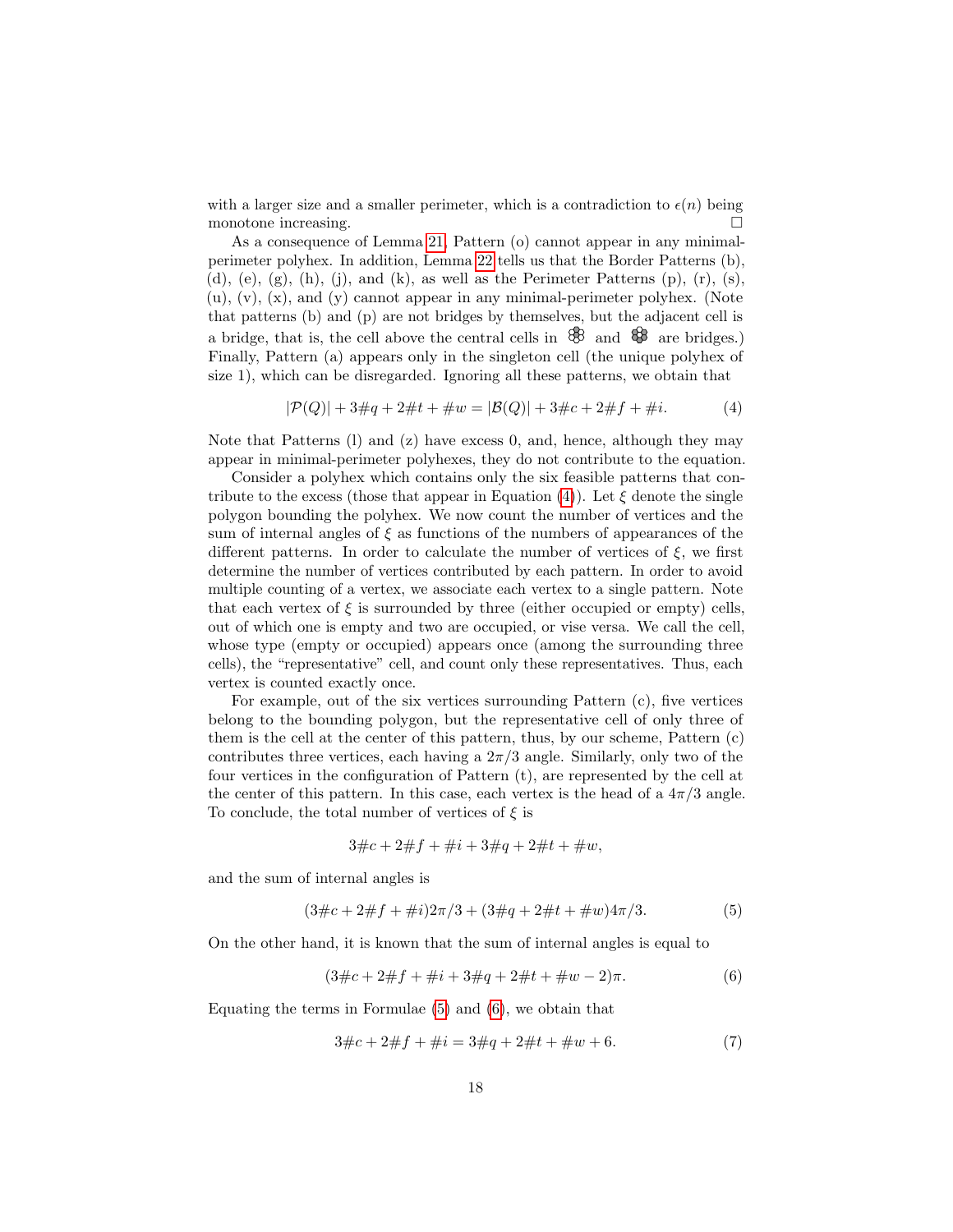with a larger size and a smaller perimeter, which is a contradiction to $\epsilon(n)$ being monotone increasing. □

As a consequence of Lemma 21, Pattern (o) cannot appear in any minimal-perimeter polyhex. In addition, Lemma 22 tells us that the Border Patterns (b), (d), (e), (g), (h), (j), and (k), as well as the Perimeter Patterns (p), (r), (s), (u), (v), (x), and (y) cannot appear in any minimal-perimeter polyhex. (Note that patterns (b) and (p) are not bridges by themselves, but the adjacent cell is a bridge, that is, the cell above the central cells in and are bridges.) Finally, Pattern (a) appears only in the singleton cell (the unique polyhex of size 1), which can be disregarded. Ignoring all these patterns, we obtain that

$$|\mathcal{P}(Q)| + 3\#q + 2\#t + \#w = |\mathcal{B}(Q)| + 3\#c + 2\#f + \#i. \tag{4}$$

Note that Patterns (l) and (z) have excess 0, and, hence, although they may appear in minimal-perimeter polyhexes, they do not contribute to the equation.

Consider a polyhex which contains only the six feasible patterns that contribute to the excess (those that appear in Equation (4)). Let $\xi$ denote the single polygon bounding the polyhex. We now count the number of vertices and the sum of internal angles of $\xi$ as functions of the numbers of appearances of the different patterns. In order to calculate the number of vertices of $\xi$, we first determine the number of vertices contributed by each pattern. In order to avoid multiple counting of a vertex, we associate each vertex to a single pattern. Note that each vertex of $\xi$ is surrounded by three (either occupied or empty) cells, out of which one is empty and two are occupied, or vise versa. We call the cell, whose type (empty or occupied) appears once (among the surrounding three cells), the "representative" cell, and count only these representatives. Thus, each vertex is counted exactly once.

For example, out of the six vertices surrounding Pattern (c), five vertices belong to the bounding polygon, but the representative cell of only three of them is the cell at the center of this pattern, thus, by our scheme, Pattern (c) contributes three vertices, each having a $2\pi/3$ angle. Similarly, only two of the four vertices in the configuration of Pattern (t), are represented by the cell at the center of this pattern. In this case, each vertex is the head of a $4\pi/3$ angle. To conclude, the total number of vertices of $\xi$ is

$$3\#c + 2\#f + \#i + 3\#q + 2\#t + \#w,$$

and the sum of internal angles is

$$(3\#c + 2\#f + \#i)2\pi/3 + (3\#q + 2\#t + \#w)4\pi/3. \tag{5}$$

On the other hand, it is known that the sum of internal angles is equal to

$$(3\#c + 2\#f + \#i + 3\#q + 2\#t + \#w - 2)\pi. \tag{6}$$

Equating the terms in Formulae (5) and (6), we obtain that

$$3\#c + 2\#f + \#i = 3\#q + 2\#t + \#w + 6. \tag{7}$$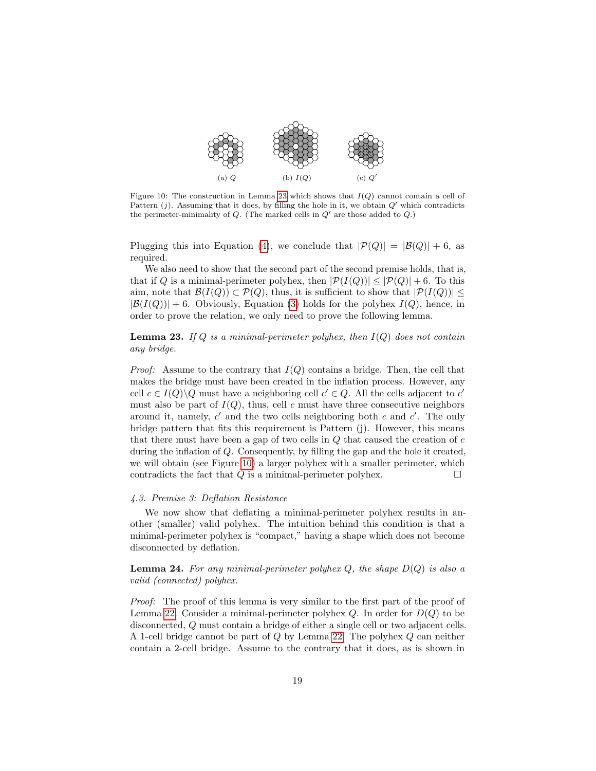(a) $Q$ (b) $I(Q)$ (c) $Q'$

Figure 10: The construction in Lemma 23 which shows that $I(Q)$ cannot contain a cell of Pattern ($j$). Assuming that it does, by filling the hole in it, we obtain $Q'$ which contradicts the perimeter-minimality of $Q$. (The marked cells in $Q'$ are those added to $Q$.)

Plugging this into Equation (4), we conclude that $|\mathcal{P}(Q)| = |\mathcal{B}(Q)| + 6$, as required.

We also need to show that the second part of the second premise holds, that is, that if $Q$ is a minimal-perimeter polyhex, then $|\mathcal{P}(I(Q))| \leq |\mathcal{P}(Q)| + 6$. To this aim, note that $\mathcal{B}(I(Q)) \subset \mathcal{P}(Q)$, thus, it is sufficient to show that $|\mathcal{P}(I(Q))| \leq |\mathcal{B}(I(Q))| + 6$. Obviously, Equation (3) holds for the polyhex $I(Q)$, hence, in order to prove the relation, we only need to prove the following lemma.

**Lemma 23.** *If $Q$ is a minimal-perimeter polyhex, then $I(Q)$ does not contain any bridge.*

*Proof:* Assume to the contrary that $I(Q)$ contains a bridge. Then, the cell that makes the bridge must have been created in the inflation process. However, any cell $c \in I(Q) \backslash Q$ must have a neighboring cell $c' \in Q$. All the cells adjacent to $c'$ must also be part of $I(Q)$, thus, cell $c$ must have three consecutive neighbors around it, namely, $c'$ and the two cells neighboring both $c$ and $c'$. The only bridge pattern that fits this requirement is Pattern (j). However, this means that there must have been a gap of two cells in $Q$ that caused the creation of $c$ during the inflation of $Q$. Consequently, by filling the gap and the hole it created, we will obtain (see Figure 10) a larger polyhex with a smaller perimeter, which contradicts the fact that $Q$ is a minimal-perimeter polyhex. $\square$

### *4.3. Premise 3: Deflation Resistance*

We now show that deflating a minimal-perimeter polyhex results in another (smaller) valid polyhex. The intuition behind this condition is that a minimal-perimeter polyhex is "compact," having a shape which does not become disconnected by deflation.

**Lemma 24.** *For any minimal-perimeter polyhex $Q$, the shape $D(Q)$ is also a valid (connected) polyhex.*

*Proof:* The proof of this lemma is very similar to the first part of the proof of Lemma 22. Consider a minimal-perimeter polyhex $Q$. In order for $D(Q)$ to be disconnected, $Q$ must contain a bridge of either a single cell or two adjacent cells. A 1-cell bridge cannot be part of $Q$ by Lemma 22. The polyhex $Q$ can neither contain a 2-cell bridge. Assume to the contrary that it does, as is shown in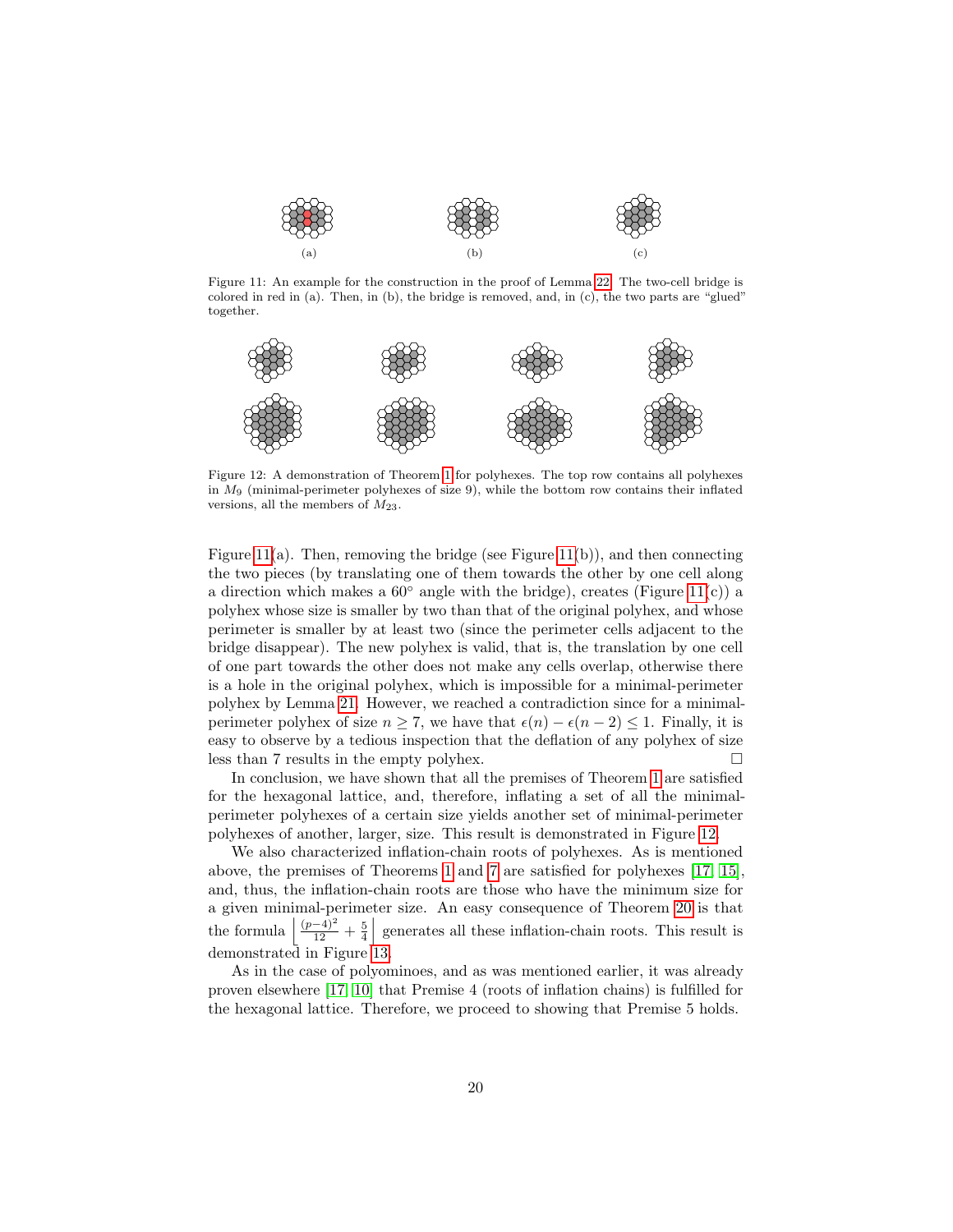(a) (b) (c)

Figure 11: An example for the construction in the proof of Lemma 22. The two-cell bridge is colored in red in (a). Then, in (b), the bridge is removed, and, in (c), the two parts are "glued" together.

Figure 12: A demonstration of Theorem 1 for polyhexes. The top row contains all polyhexes in $M_9$ (minimal-perimeter polyhexes of size 9), while the bottom row contains their inflated versions, all the members of $M_{23}$.

Figure 11(a). Then, removing the bridge (see Figure 11(b)), and then connecting the two pieces (by translating one of them towards the other by one cell along a direction which makes a $60^\circ$ angle with the bridge), creates (Figure 11(c)) a polyhex whose size is smaller by two than that of the original polyhex, and whose perimeter is smaller by at least two (since the perimeter cells adjacent to the bridge disappear). The new polyhex is valid, that is, the translation by one cell of one part towards the other does not make any cells overlap, otherwise there is a hole in the original polyhex, which is impossible for a minimal-perimeter polyhex by Lemma 21. However, we reached a contradiction since for a minimal-perimeter polyhex of size $n \geq 7$, we have that $\epsilon(n) - \epsilon(n-2) \leq 1$. Finally, it is easy to observe by a tedious inspection that the deflation of any polyhex of size less than 7 results in the empty polyhex. □

In conclusion, we have shown that all the premises of Theorem 1 are satisfied for the hexagonal lattice, and, therefore, inflating a set of all the minimal-perimeter polyhexes of a certain size yields another set of minimal-perimeter polyhexes of another, larger, size. This result is demonstrated in Figure 12.

We also characterized inflation-chain roots of polyhexes. As is mentioned above, the premises of Theorems 1 and 7 are satisfied for polyhexes [17, 15], and, thus, the inflation-chain roots are those who have the minimum size for a given minimal-perimeter size. An easy consequence of Theorem 20 is that the formula $\left\lfloor \frac{(p-4)^2}{12} + \frac{5}{4} \right\rfloor$ generates all these inflation-chain roots. This result is demonstrated in Figure 13.

As in the case of polyominoes, and as was mentioned earlier, it was already proven elsewhere [17, 10] that Premise 4 (roots of inflation chains) is fulfilled for the hexagonal lattice. Therefore, we proceed to showing that Premise 5 holds.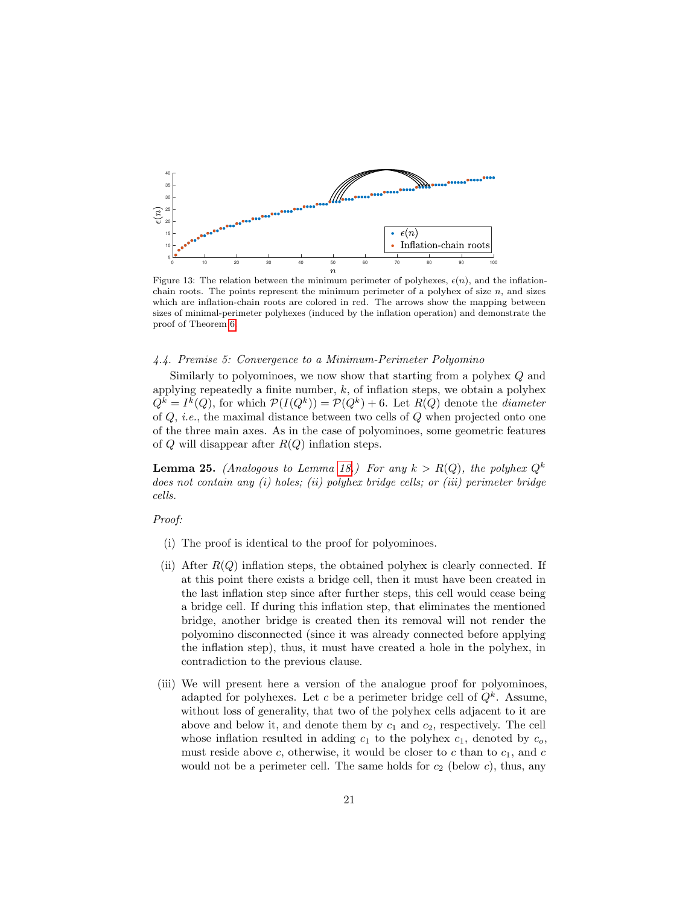Figure 13: The relation between the minimum perimeter of polyhexes, $\epsilon(n)$, and the inflation-chain roots. The points represent the minimum perimeter of a polyhex of size $n$, and sizes which are inflation-chain roots are colored in red. The arrows show the mapping between sizes of minimal-perimeter polyhexes (induced by the inflation operation) and demonstrate the proof of Theorem 6.

### 4.4. Premise 5: Convergence to a Minimum-Perimeter Polyomino

Similarly to polyominoes, we now show that starting from a polyhex $Q$ and applying repeatedly a finite number, $k$, of inflation steps, we obtain a polyhex $Q^k = I^k(Q)$, for which $\mathcal{P}(I(Q^k)) = \mathcal{P}(Q^k) + 6$. Let $R(Q)$ denote the *diameter* of $Q$, *i.e.*, the maximal distance between two cells of $Q$ when projected onto one of the three main axes. As in the case of polyominoes, some geometric features of $Q$ will disappear after $R(Q)$ inflation steps.

**Lemma 25.** *(Analogous to Lemma 18.) For any $k > R(Q)$, the polyhex $Q^k$ does not contain any (i) holes; (ii) polyhex bridge cells; or (iii) perimeter bridge cells.*

*Proof:*

(i) The proof is identical to the proof for polyominoes.

(ii) After $R(Q)$ inflation steps, the obtained polyhex is clearly connected. If at this point there exists a bridge cell, then it must have been created in the last inflation step since after further steps, this cell would cease being a bridge cell. If during this inflation step, that eliminates the mentioned bridge, another bridge is created then its removal will not render the polyomino disconnected (since it was already connected before applying the inflation step), thus, it must have created a hole in the polyhex, in contradiction to the previous clause.

(iii) We will present here a version of the analogue proof for polyominoes, adapted for polyhexes. Let $c$ be a perimeter bridge cell of $Q^k$. Assume, without loss of generality, that two of the polyhex cells adjacent to it are above and below it, and denote them by $c_1$ and $c_2$, respectively. The cell whose inflation resulted in adding $c_1$ to the polyhex $c_1$, denoted by $c_o$, must reside above $c$, otherwise, it would be closer to $c$ than to $c_1$, and $c$ would not be a perimeter cell. The same holds for $c_2$ (below $c$), thus, any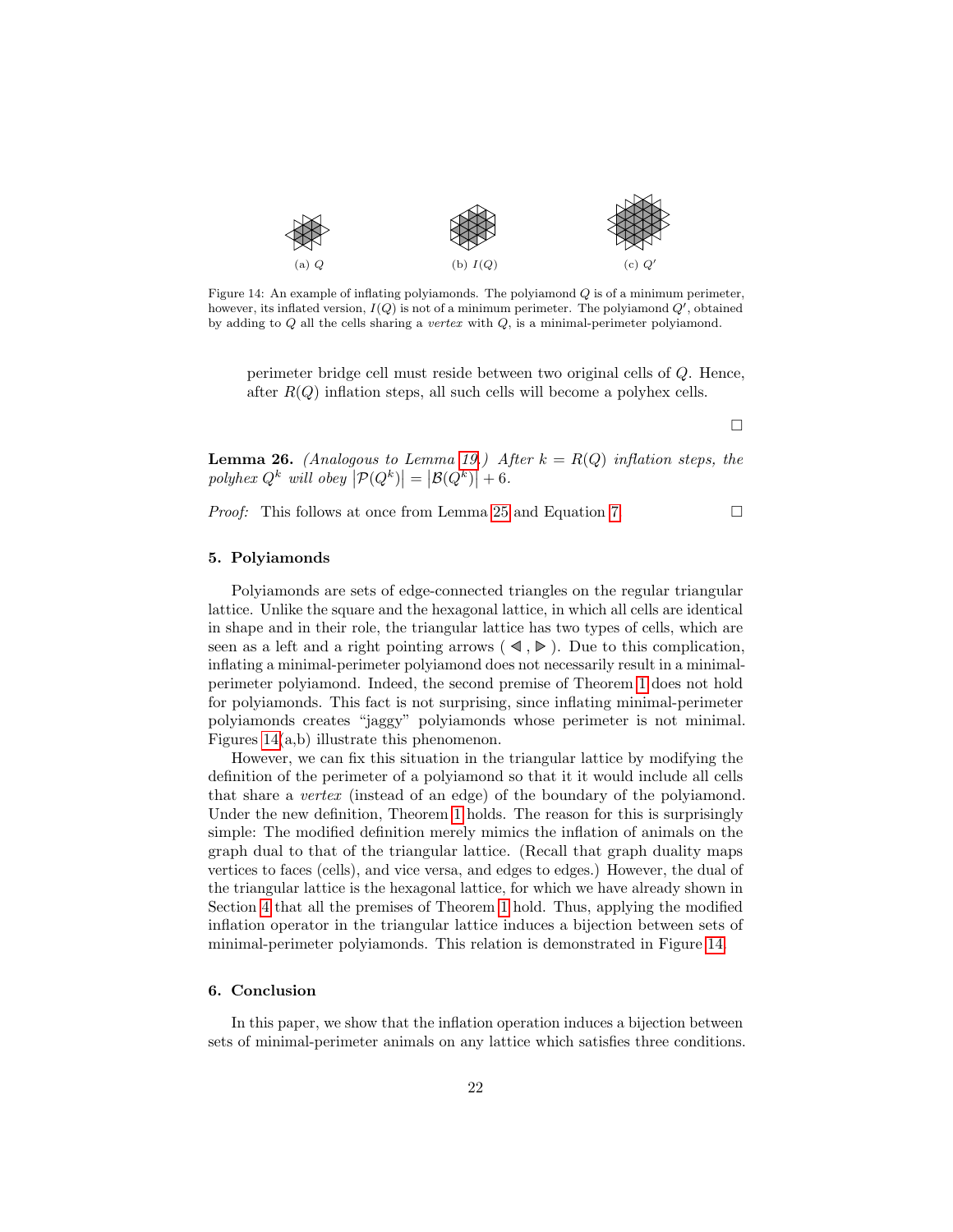(a) $Q$ (b) $I(Q)$ (c) $Q'$

Figure 14: An example of inflating polyiamonds. The polyiamond $Q$ is of a minimum perimeter, however, its inflated version, $I(Q)$ is not of a minimum perimeter. The polyiamond $Q'$, obtained by adding to $Q$ all the cells sharing a *vertex* with $Q$, is a minimal-perimeter polyiamond.

perimeter bridge cell must reside between two original cells of $Q$. Hence, after $R(Q)$ inflation steps, all such cells will become a polyhex cells.

□

**Lemma 26.** *(Analogous to Lemma 19.) After $k = R(Q)$ inflation steps, the polyhex $Q^k$ will obey* $|\mathcal{P}(Q^k)| = |\mathcal{B}(Q^k)| + 6$.

*Proof:* This follows at once from Lemma 25 and Equation 7. □

## 5. Polyiamonds

Polyiamonds are sets of edge-connected triangles on the regular triangular lattice. Unlike the square and the hexagonal lattice, in which all cells are identical in shape and in their role, the triangular lattice has two types of cells, which are seen as a left and a right pointing arrows ( ◀ , ▶ ). Due to this complication, inflating a minimal-perimeter polyiamond does not necessarily result in a minimal-perimeter polyiamond. Indeed, the second premise of Theorem 1 does not hold for polyiamonds. This fact is not surprising, since inflating minimal-perimeter polyiamonds creates "jaggy" polyiamonds whose perimeter is not minimal. Figures 14(a,b) illustrate this phenomenon.

However, we can fix this situation in the triangular lattice by modifying the definition of the perimeter of a polyiamond so that it it would include all cells that share a *vertex* (instead of an edge) of the boundary of the polyiamond. Under the new definition, Theorem 1 holds. The reason for this is surprisingly simple: The modified definition merely mimics the inflation of animals on the graph dual to that of the triangular lattice. (Recall that graph duality maps vertices to faces (cells), and vice versa, and edges to edges.) However, the dual of the triangular lattice is the hexagonal lattice, for which we have already shown in Section 4 that all the premises of Theorem 1 hold. Thus, applying the modified inflation operator in the triangular lattice induces a bijection between sets of minimal-perimeter polyiamonds. This relation is demonstrated in Figure 14.

## 6. Conclusion

In this paper, we show that the inflation operation induces a bijection between sets of minimal-perimeter animals on any lattice which satisfies three conditions.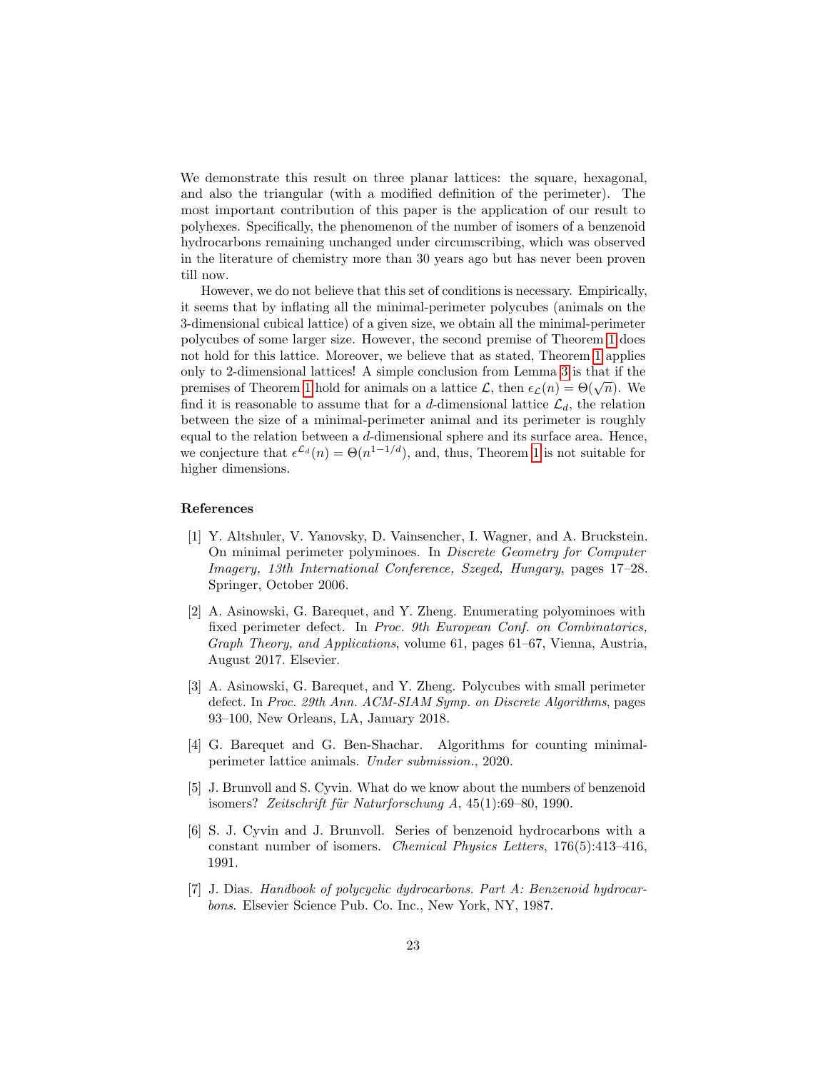We demonstrate this result on three planar lattices: the square, hexagonal, and also the triangular (with a modified definition of the perimeter). The most important contribution of this paper is the application of our result to polyhexes. Specifically, the phenomenon of the number of isomers of a benzenoid hydrocarbons remaining unchanged under circumscribing, which was observed in the literature of chemistry more than 30 years ago but has never been proven till now.

However, we do not believe that this set of conditions is necessary. Empirically, it seems that by inflating all the minimal-perimeter polycubes (animals on the 3-dimensional cubical lattice) of a given size, we obtain all the minimal-perimeter polycubes of some larger size. However, the second premise of Theorem 1 does not hold for this lattice. Moreover, we believe that as stated, Theorem 1 applies only to 2-dimensional lattices! A simple conclusion from Lemma 3 is that if the premises of Theorem 1 hold for animals on a lattice $\mathcal{L}$, then $\epsilon_{\mathcal{L}}(n) = \Theta(\sqrt{n})$. We find it is reasonable to assume that for a $d$-dimensional lattice $\mathcal{L}_d$, the relation between the size of a minimal-perimeter animal and its perimeter is roughly equal to the relation between a $d$-dimensional sphere and its surface area. Hence, we conjecture that $\epsilon^{\mathcal{L}_d}(n) = \Theta(n^{1-1/d})$, and, thus, Theorem 1 is not suitable for higher dimensions.

## References

[1] Y. Altshuler, V. Yanovsky, D. Vainsencher, I. Wagner, and A. Bruckstein. On minimal perimeter polyminoes. In *Discrete Geometry for Computer Imagery, 13th International Conference, Szeged, Hungary*, pages 17–28. Springer, October 2006.

[2] A. Asinowski, G. Barequet, and Y. Zheng. Enumerating polyominoes with fixed perimeter defect. In *Proc. 9th European Conf. on Combinatorics, Graph Theory, and Applications*, volume 61, pages 61–67, Vienna, Austria, August 2017. Elsevier.

[3] A. Asinowski, G. Barequet, and Y. Zheng. Polycubes with small perimeter defect. In *Proc. 29th Ann. ACM-SIAM Symp. on Discrete Algorithms*, pages 93–100, New Orleans, LA, January 2018.

[4] G. Barequet and G. Ben-Shachar. Algorithms for counting minimal-perimeter lattice animals. *Under submission.*, 2020.

[5] J. Brunvoll and S. Cyvin. What do we know about the numbers of benzenoid isomers? *Zeitschrift für Naturforschung A*, 45(1):69–80, 1990.

[6] S. J. Cyvin and J. Brunvoll. Series of benzenoid hydrocarbons with a constant number of isomers. *Chemical Physics Letters*, 176(5):413–416, 1991.

[7] J. Dias. *Handbook of polycyclic dydrocarbons. Part A: Benzenoid hydrocarbons*. Elsevier Science Pub. Co. Inc., New York, NY, 1987.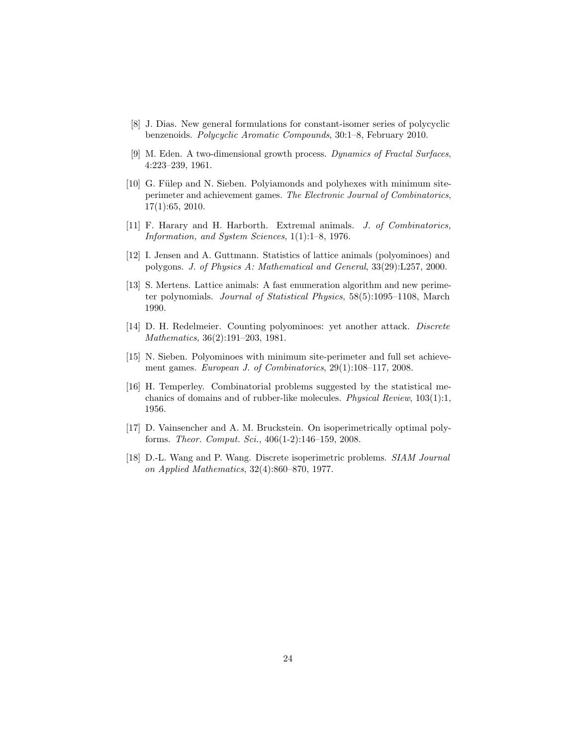[8] J. Dias. New general formulations for constant-isomer series of polycyclic benzenoids. *Polycyclic Aromatic Compounds*, 30:1–8, February 2010.

[9] M. Eden. A two-dimensional growth process. *Dynamics of Fractal Surfaces*, 4:223–239, 1961.

[10] G. Fülep and N. Sieben. Polyiamonds and polyhexes with minimum site-perimeter and achievement games. *The Electronic Journal of Combinatorics*, 17(1):65, 2010.

[11] F. Harary and H. Harborth. Extremal animals. *J. of Combinatorics, Information, and System Sciences*, 1(1):1–8, 1976.

[12] I. Jensen and A. Guttmann. Statistics of lattice animals (polyominoes) and polygons. *J. of Physics A: Mathematical and General*, 33(29):L257, 2000.

[13] S. Mertens. Lattice animals: A fast enumeration algorithm and new perimeter polynomials. *Journal of Statistical Physics*, 58(5):1095–1108, March 1990.

[14] D. H. Redelmeier. Counting polyominoes: yet another attack. *Discrete Mathematics*, 36(2):191–203, 1981.

[15] N. Sieben. Polyominoes with minimum site-perimeter and full set achievement games. *European J. of Combinatorics*, 29(1):108–117, 2008.

[16] H. Temperley. Combinatorial problems suggested by the statistical mechanics of domains and of rubber-like molecules. *Physical Review*, 103(1):1, 1956.

[17] D. Vainsencher and A. M. Bruckstein. On isoperimetrically optimal polyforms. *Theor. Comput. Sci.*, 406(1-2):146–159, 2008.

[18] D.-L. Wang and P. Wang. Discrete isoperimetric problems. *SIAM Journal on Applied Mathematics*, 32(4):860–870, 1977.